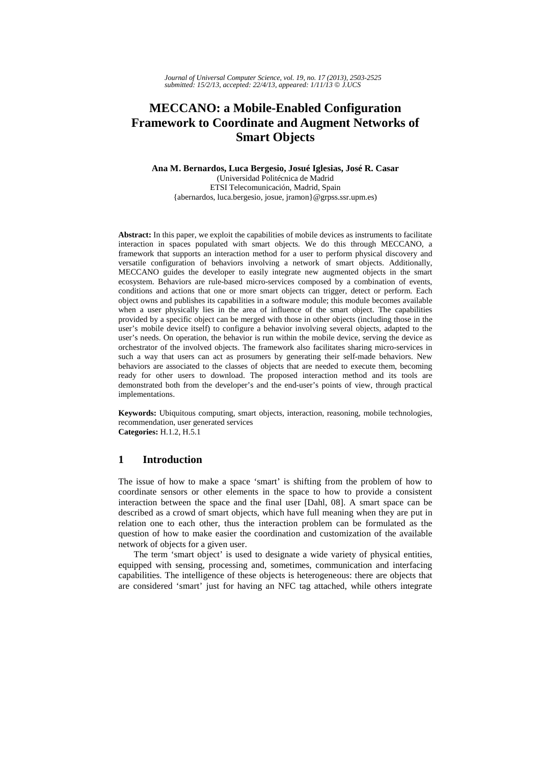# MECCANO: a Mobile-Enabled Configuration Framework to Coordinate and Augment Networks of Smart Objects

**Ana M. Bernardos, Luca Bergesio, Josué Iglesias, José R. Casar**
(Universidad Politécnica de Madrid
ETSI Telecomunicación, Madrid, Spain
{abernardos, luca.bergesio, josue, jramon}@grpss.ssr.upm.es)

**Abstract:** In this paper, we exploit the capabilities of mobile devices as instruments to facilitate interaction in spaces populated with smart objects. We do this through MECCANO, a framework that supports an interaction method for a user to perform physical discovery and versatile configuration of behaviors involving a network of smart objects. Additionally, MECCANO guides the developer to easily integrate new augmented objects in the smart ecosystem. Behaviors are rule-based micro-services composed by a combination of events, conditions and actions that one or more smart objects can trigger, detect or perform. Each object owns and publishes its capabilities in a software module; this module becomes available when a user physically lies in the area of influence of the smart object. The capabilities provided by a specific object can be merged with those in other objects (including those in the user's mobile device itself) to configure a behavior involving several objects, adapted to the user's needs. On operation, the behavior is run within the mobile device, serving the device as orchestrator of the involved objects. The framework also facilitates sharing micro-services in such a way that users can act as prosumers by generating their self-made behaviors. New behaviors are associated to the classes of objects that are needed to execute them, becoming ready for other users to download. The proposed interaction method and its tools are demonstrated both from the developer's and the end-user's points of view, through practical implementations.

**Keywords:** Ubiquitous computing, smart objects, interaction, reasoning, mobile technologies, recommendation, user generated services
**Categories:** H.1.2, H.5.1

## 1 Introduction

The issue of how to make a space 'smart' is shifting from the problem of how to coordinate sensors or other elements in the space to how to provide a consistent interaction between the space and the final user [Dahl, 08]. A smart space can be described as a crowd of smart objects, which have full meaning when they are put in relation one to each other, thus the interaction problem can be formulated as the question of how to make easier the coordination and customization of the available network of objects for a given user.

The term 'smart object' is used to designate a wide variety of physical entities, equipped with sensing, processing and, sometimes, communication and interfacing capabilities. The intelligence of these objects is heterogeneous: there are objects that are considered 'smart' just for having an NFC tag attached, while others integrate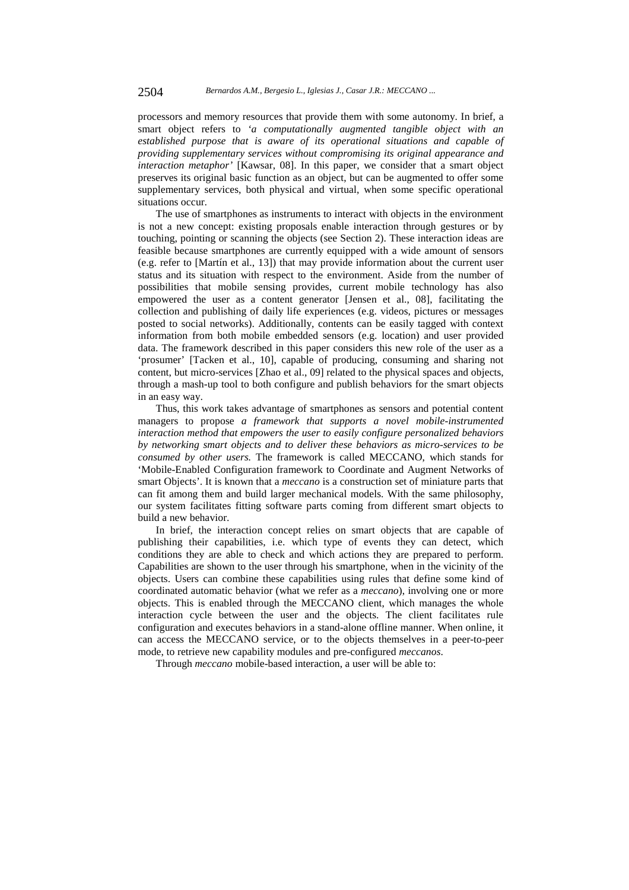processors and memory resources that provide them with some autonomy. In brief, a smart object refers to '*a computationally augmented tangible object with an established purpose that is aware of its operational situations and capable of providing supplementary services without compromising its original appearance and interaction metaphor*' [Kawsar, 08]. In this paper, we consider that a smart object preserves its original basic function as an object, but can be augmented to offer some supplementary services, both physical and virtual, when some specific operational situations occur.

The use of smartphones as instruments to interact with objects in the environment is not a new concept: existing proposals enable interaction through gestures or by touching, pointing or scanning the objects (see Section 2). These interaction ideas are feasible because smartphones are currently equipped with a wide amount of sensors (e.g. refer to [Martín et al., 13]) that may provide information about the current user status and its situation with respect to the environment. Aside from the number of possibilities that mobile sensing provides, current mobile technology has also empowered the user as a content generator [Jensen et al., 08], facilitating the collection and publishing of daily life experiences (e.g. videos, pictures or messages posted to social networks). Additionally, contents can be easily tagged with context information from both mobile embedded sensors (e.g. location) and user provided data. The framework described in this paper considers this new role of the user as a 'prosumer' [Tacken et al., 10], capable of producing, consuming and sharing not content, but micro-services [Zhao et al., 09] related to the physical spaces and objects, through a mash-up tool to both configure and publish behaviors for the smart objects in an easy way.

Thus, this work takes advantage of smartphones as sensors and potential content managers to propose *a framework that supports a novel mobile-instrumented interaction method that empowers the user to easily configure personalized behaviors by networking smart objects and to deliver these behaviors as micro-services to be consumed by other users.* The framework is called MECCANO, which stands for 'Mobile-Enabled Configuration framework to Coordinate and Augment Networks of smart Objects'. It is known that a *meccano* is a construction set of miniature parts that can fit among them and build larger mechanical models. With the same philosophy, our system facilitates fitting software parts coming from different smart objects to build a new behavior.

In brief, the interaction concept relies on smart objects that are capable of publishing their capabilities, i.e. which type of events they can detect, which conditions they are able to check and which actions they are prepared to perform. Capabilities are shown to the user through his smartphone, when in the vicinity of the objects. Users can combine these capabilities using rules that define some kind of coordinated automatic behavior (what we refer as a *meccano*), involving one or more objects. This is enabled through the MECCANO client, which manages the whole interaction cycle between the user and the objects. The client facilitates rule configuration and executes behaviors in a stand-alone offline manner. When online, it can access the MECCANO service, or to the objects themselves in a peer-to-peer mode, to retrieve new capability modules and pre-configured *meccanos*.

Through *meccano* mobile-based interaction, a user will be able to: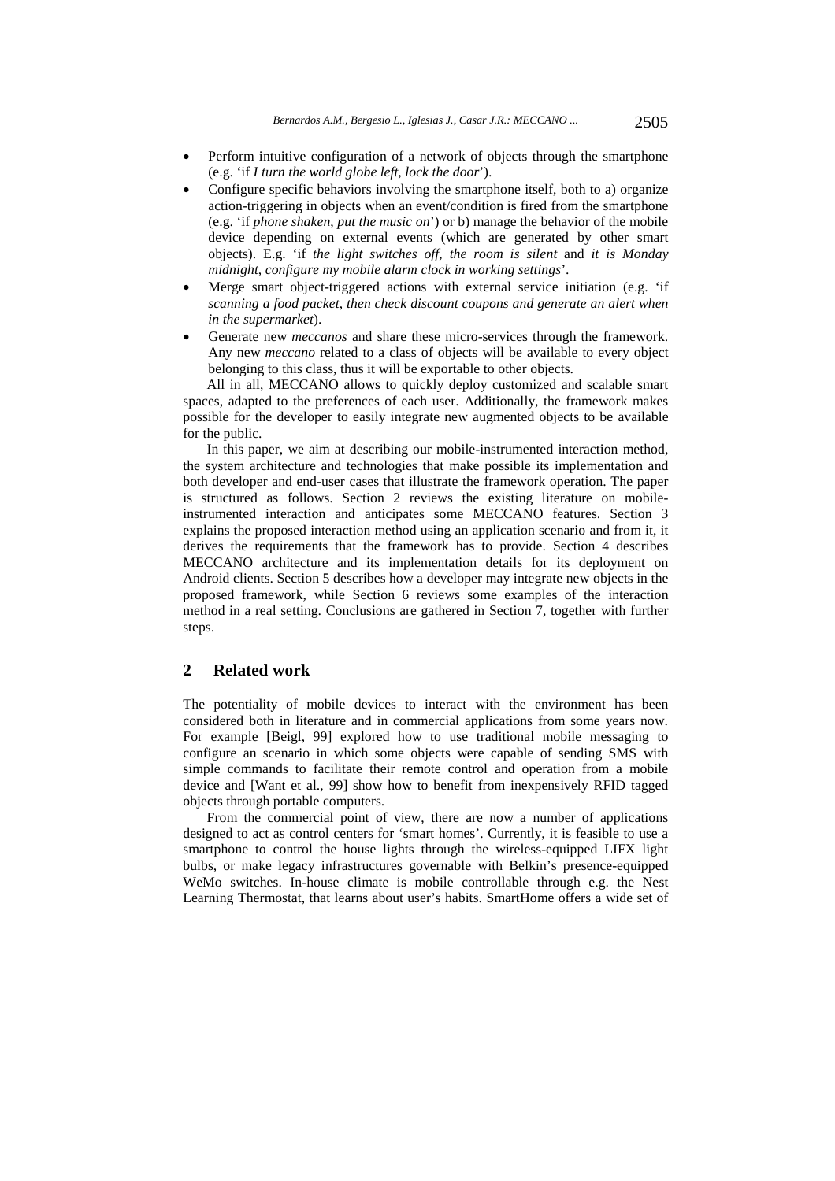- Perform intuitive configuration of a network of objects through the smartphone (e.g. 'if *I turn the world globe left, lock the door*').
- Configure specific behaviors involving the smartphone itself, both to a) organize action-triggering in objects when an event/condition is fired from the smartphone (e.g. 'if *phone shaken, put the music on*') or b) manage the behavior of the mobile device depending on external events (which are generated by other smart objects). E.g. 'if *the light switches off, the room is silent* and *it is Monday midnight, configure my mobile alarm clock in working settings*'.
- Merge smart object-triggered actions with external service initiation (e.g. 'if *scanning a food packet, then check discount coupons and generate an alert when in the supermarket*).
- Generate new *meccanos* and share these micro-services through the framework. Any new *meccano* related to a class of objects will be available to every object belonging to this class, thus it will be exportable to other objects.

All in all, MECCANO allows to quickly deploy customized and scalable smart spaces, adapted to the preferences of each user. Additionally, the framework makes possible for the developer to easily integrate new augmented objects to be available for the public.

In this paper, we aim at describing our mobile-instrumented interaction method, the system architecture and technologies that make possible its implementation and both developer and end-user cases that illustrate the framework operation. The paper is structured as follows. Section 2 reviews the existing literature on mobile-instrumented interaction and anticipates some MECCANO features. Section 3 explains the proposed interaction method using an application scenario and from it, it derives the requirements that the framework has to provide. Section 4 describes MECCANO architecture and its implementation details for its deployment on Android clients. Section 5 describes how a developer may integrate new objects in the proposed framework, while Section 6 reviews some examples of the interaction method in a real setting. Conclusions are gathered in Section 7, together with further steps.

## 2 Related work

The potentiality of mobile devices to interact with the environment has been considered both in literature and in commercial applications from some years now. For example [Beigl, 99] explored how to use traditional mobile messaging to configure an scenario in which some objects were capable of sending SMS with simple commands to facilitate their remote control and operation from a mobile device and [Want et al., 99] show how to benefit from inexpensively RFID tagged objects through portable computers.

From the commercial point of view, there are now a number of applications designed to act as control centers for 'smart homes'. Currently, it is feasible to use a smartphone to control the house lights through the wireless-equipped LIFX light bulbs, or make legacy infrastructures governable with Belkin's presence-equipped WeMo switches. In-house climate is mobile controllable through e.g. the Nest Learning Thermostat, that learns about user's habits. SmartHome offers a wide set of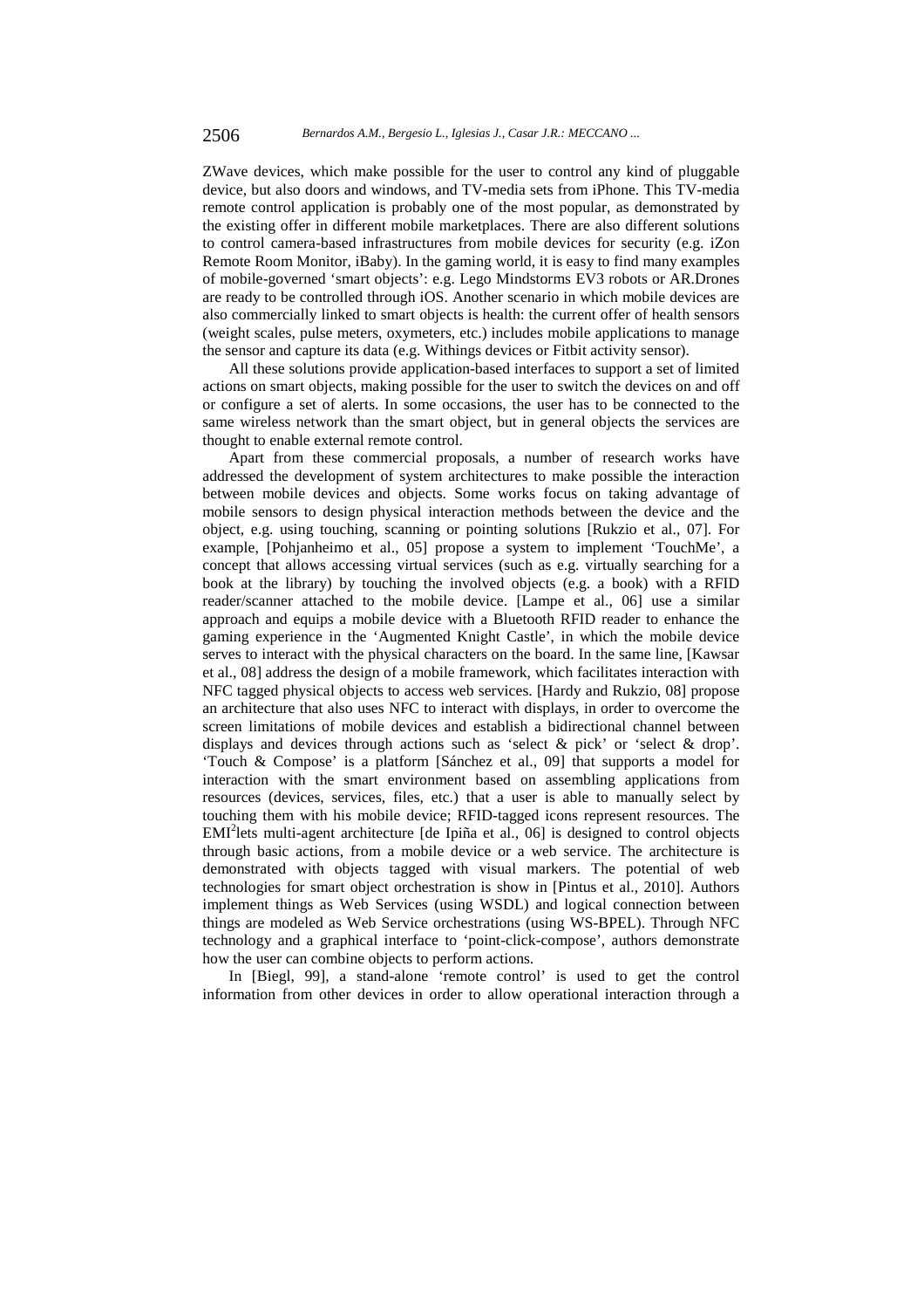ZWave devices, which make possible for the user to control any kind of pluggable device, but also doors and windows, and TV-media sets from iPhone. This TV-media remote control application is probably one of the most popular, as demonstrated by the existing offer in different mobile marketplaces. There are also different solutions to control camera-based infrastructures from mobile devices for security (e.g. iZon Remote Room Monitor, iBaby). In the gaming world, it is easy to find many examples of mobile-governed 'smart objects': e.g. Lego Mindstorms EV3 robots or AR.Drones are ready to be controlled through iOS. Another scenario in which mobile devices are also commercially linked to smart objects is health: the current offer of health sensors (weight scales, pulse meters, oxymeters, etc.) includes mobile applications to manage the sensor and capture its data (e.g. Withings devices or Fitbit activity sensor).

All these solutions provide application-based interfaces to support a set of limited actions on smart objects, making possible for the user to switch the devices on and off or configure a set of alerts. In some occasions, the user has to be connected to the same wireless network than the smart object, but in general objects the services are thought to enable external remote control.

Apart from these commercial proposals, a number of research works have addressed the development of system architectures to make possible the interaction between mobile devices and objects. Some works focus on taking advantage of mobile sensors to design physical interaction methods between the device and the object, e.g. using touching, scanning or pointing solutions [Rukzio et al., 07]. For example, [Pohjanheimo et al., 05] propose a system to implement 'TouchMe', a concept that allows accessing virtual services (such as e.g. virtually searching for a book at the library) by touching the involved objects (e.g. a book) with a RFID reader/scanner attached to the mobile device. [Lampe et al., 06] use a similar approach and equips a mobile device with a Bluetooth RFID reader to enhance the gaming experience in the 'Augmented Knight Castle', in which the mobile device serves to interact with the physical characters on the board. In the same line, [Kawsar et al., 08] address the design of a mobile framework, which facilitates interaction with NFC tagged physical objects to access web services. [Hardy and Rukzio, 08] propose an architecture that also uses NFC to interact with displays, in order to overcome the screen limitations of mobile devices and establish a bidirectional channel between displays and devices through actions such as 'select & pick' or 'select & drop'. 'Touch & Compose' is a platform [Sánchez et al., 09] that supports a model for interaction with the smart environment based on assembling applications from resources (devices, services, files, etc.) that a user is able to manually select by touching them with his mobile device; RFID-tagged icons represent resources. The EMI$^2$lets multi-agent architecture [de Ipiña et al., 06] is designed to control objects through basic actions, from a mobile device or a web service. The architecture is demonstrated with objects tagged with visual markers. The potential of web technologies for smart object orchestration is show in [Pintus et al., 2010]. Authors implement things as Web Services (using WSDL) and logical connection between things are modeled as Web Service orchestrations (using WS-BPEL). Through NFC technology and a graphical interface to 'point-click-compose', authors demonstrate how the user can combine objects to perform actions.

In [Biegl, 99], a stand-alone 'remote control' is used to get the control information from other devices in order to allow operational interaction through a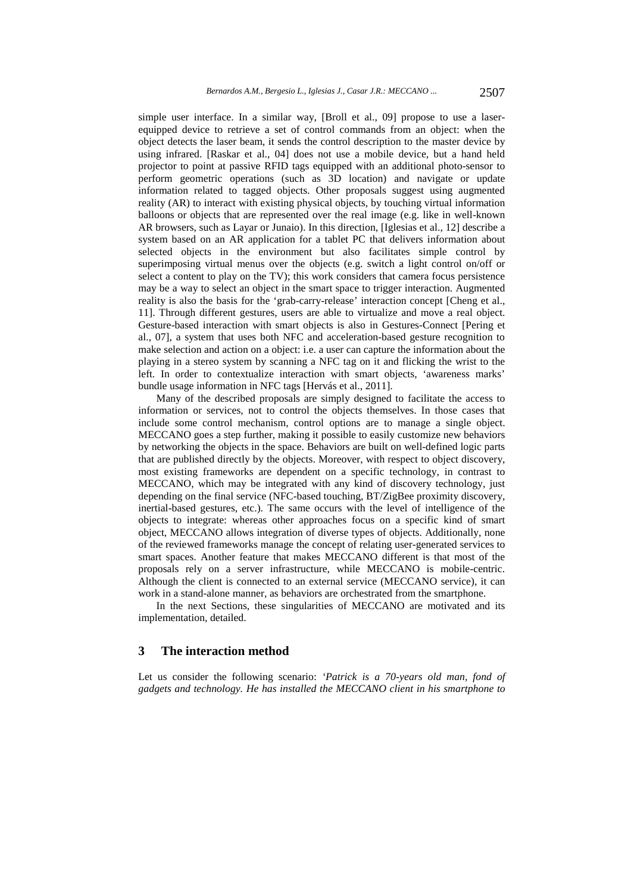simple user interface. In a similar way, [Broll et al., 09] propose to use a laser-equipped device to retrieve a set of control commands from an object: when the object detects the laser beam, it sends the control description to the master device by using infrared. [Raskar et al., 04] does not use a mobile device, but a hand held projector to point at passive RFID tags equipped with an additional photo-sensor to perform geometric operations (such as 3D location) and navigate or update information related to tagged objects. Other proposals suggest using augmented reality (AR) to interact with existing physical objects, by touching virtual information balloons or objects that are represented over the real image (e.g. like in well-known AR browsers, such as Layar or Junaio). In this direction, [Iglesias et al., 12] describe a system based on an AR application for a tablet PC that delivers information about selected objects in the environment but also facilitates simple control by superimposing virtual menus over the objects (e.g. switch a light control on/off or select a content to play on the TV); this work considers that camera focus persistence may be a way to select an object in the smart space to trigger interaction. Augmented reality is also the basis for the 'grab-carry-release' interaction concept [Cheng et al., 11]. Through different gestures, users are able to virtualize and move a real object. Gesture-based interaction with smart objects is also in Gestures-Connect [Pering et al., 07], a system that uses both NFC and acceleration-based gesture recognition to make selection and action on a object: i.e. a user can capture the information about the playing in a stereo system by scanning a NFC tag on it and flicking the wrist to the left. In order to contextualize interaction with smart objects, 'awareness marks' bundle usage information in NFC tags [Hervás et al., 2011].

Many of the described proposals are simply designed to facilitate the access to information or services, not to control the objects themselves. In those cases that include some control mechanism, control options are to manage a single object. MECCANO goes a step further, making it possible to easily customize new behaviors by networking the objects in the space. Behaviors are built on well-defined logic parts that are published directly by the objects. Moreover, with respect to object discovery, most existing frameworks are dependent on a specific technology, in contrast to MECCANO, which may be integrated with any kind of discovery technology, just depending on the final service (NFC-based touching, BT/ZigBee proximity discovery, inertial-based gestures, etc.). The same occurs with the level of intelligence of the objects to integrate: whereas other approaches focus on a specific kind of smart object, MECCANO allows integration of diverse types of objects. Additionally, none of the reviewed frameworks manage the concept of relating user-generated services to smart spaces. Another feature that makes MECCANO different is that most of the proposals rely on a server infrastructure, while MECCANO is mobile-centric. Although the client is connected to an external service (MECCANO service), it can work in a stand-alone manner, as behaviors are orchestrated from the smartphone.

In the next Sections, these singularities of MECCANO are motivated and its implementation, detailed.

## 3 The interaction method

Let us consider the following scenario: '*Patrick is a 70-years old man, fond of gadgets and technology. He has installed the MECCANO client in his smartphone to*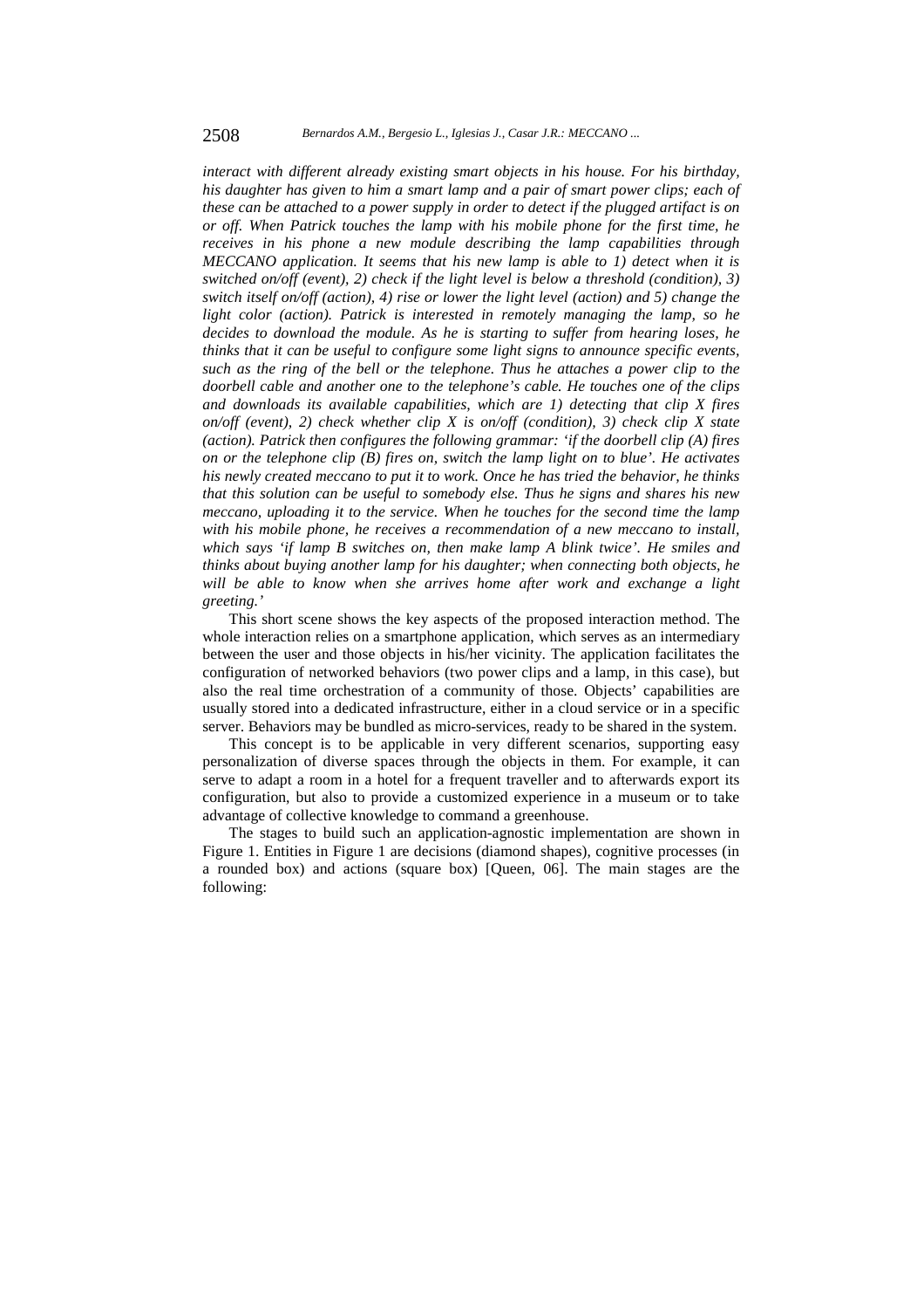*interact with different already existing smart objects in his house. For his birthday, his daughter has given to him a smart lamp and a pair of smart power clips; each of these can be attached to a power supply in order to detect if the plugged artifact is on or off. When Patrick touches the lamp with his mobile phone for the first time, he receives in his phone a new module describing the lamp capabilities through MECCANO application. It seems that his new lamp is able to 1) detect when it is switched on/off (event), 2) check if the light level is below a threshold (condition), 3) switch itself on/off (action), 4) rise or lower the light level (action) and 5) change the light color (action). Patrick is interested in remotely managing the lamp, so he decides to download the module. As he is starting to suffer from hearing loses, he thinks that it can be useful to configure some light signs to announce specific events, such as the ring of the bell or the telephone. Thus he attaches a power clip to the doorbell cable and another one to the telephone's cable. He touches one of the clips and downloads its available capabilities, which are 1) detecting that clip X fires on/off (event), 2) check whether clip X is on/off (condition), 3) check clip X state (action). Patrick then configures the following grammar: 'if the doorbell clip (A) fires on or the telephone clip (B) fires on, switch the lamp light on to blue'. He activates his newly created meccano to put it to work. Once he has tried the behavior, he thinks that this solution can be useful to somebody else. Thus he signs and shares his new meccano, uploading it to the service. When he touches for the second time the lamp with his mobile phone, he receives a recommendation of a new meccano to install, which says 'if lamp B switches on, then make lamp A blink twice'. He smiles and thinks about buying another lamp for his daughter; when connecting both objects, he will be able to know when she arrives home after work and exchange a light greeting.'*

This short scene shows the key aspects of the proposed interaction method. The whole interaction relies on a smartphone application, which serves as an intermediary between the user and those objects in his/her vicinity. The application facilitates the configuration of networked behaviors (two power clips and a lamp, in this case), but also the real time orchestration of a community of those. Objects' capabilities are usually stored into a dedicated infrastructure, either in a cloud service or in a specific server. Behaviors may be bundled as micro-services, ready to be shared in the system.

This concept is to be applicable in very different scenarios, supporting easy personalization of diverse spaces through the objects in them. For example, it can serve to adapt a room in a hotel for a frequent traveller and to afterwards export its configuration, but also to provide a customized experience in a museum or to take advantage of collective knowledge to command a greenhouse.

The stages to build such an application-agnostic implementation are shown in Figure 1. Entities in Figure 1 are decisions (diamond shapes), cognitive processes (in a rounded box) and actions (square box) [Queen, 06]. The main stages are the following: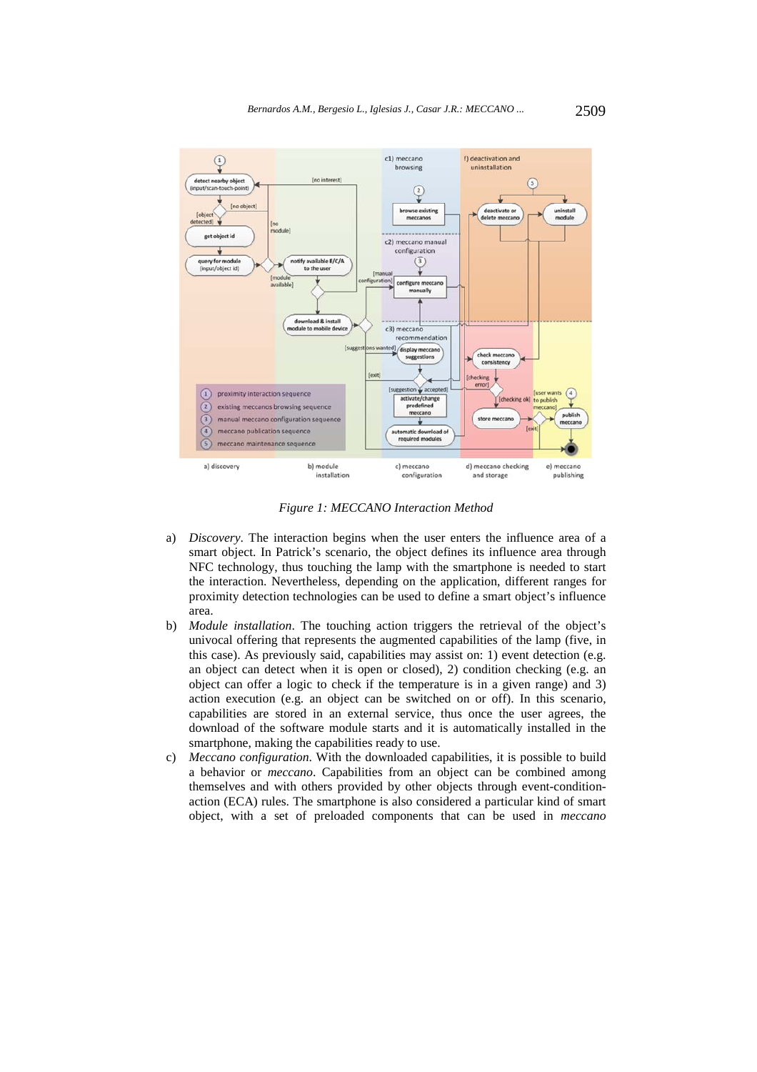Figure 1: MECCANO Interaction Method

a) *Discovery*. The interaction begins when the user enters the influence area of a smart object. In Patrick's scenario, the object defines its influence area through NFC technology, thus touching the lamp with the smartphone is needed to start the interaction. Nevertheless, depending on the application, different ranges for proximity detection technologies can be used to define a smart object's influence area.

b) *Module installation*. The touching action triggers the retrieval of the object's univocal offering that represents the augmented capabilities of the lamp (five, in this case). As previously said, capabilities may assist on: 1) event detection (e.g. an object can detect when it is open or closed), 2) condition checking (e.g. an object can offer a logic to check if the temperature is in a given range) and 3) action execution (e.g. an object can be switched on or off). In this scenario, capabilities are stored in an external service, thus once the user agrees, the download of the software module starts and it is automatically installed in the smartphone, making the capabilities ready to use.

c) *Meccano configuration*. With the downloaded capabilities, it is possible to build a behavior or *meccano*. Capabilities from an object can be combined among themselves and with others provided by other objects through event-condition-action (ECA) rules. The smartphone is also considered a particular kind of smart object, with a set of preloaded components that can be used in *meccano*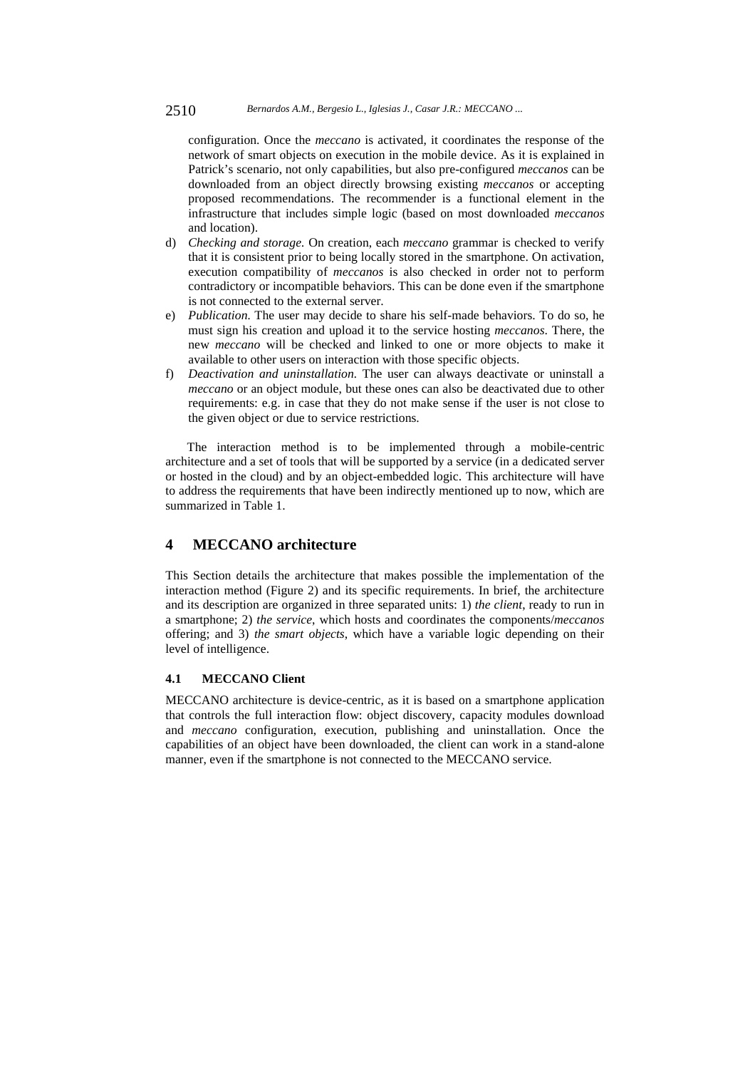configuration. Once the *meccano* is activated, it coordinates the response of the network of smart objects on execution in the mobile device. As it is explained in Patrick's scenario, not only capabilities, but also pre-configured *meccanos* can be downloaded from an object directly browsing existing *meccanos* or accepting proposed recommendations. The recommender is a functional element in the infrastructure that includes simple logic (based on most downloaded *meccanos* and location).

d) *Checking and storage.* On creation, each *meccano* grammar is checked to verify that it is consistent prior to being locally stored in the smartphone. On activation, execution compatibility of *meccanos* is also checked in order not to perform contradictory or incompatible behaviors. This can be done even if the smartphone is not connected to the external server.

e) *Publication.* The user may decide to share his self-made behaviors. To do so, he must sign his creation and upload it to the service hosting *meccanos*. There, the new *meccano* will be checked and linked to one or more objects to make it available to other users on interaction with those specific objects.

f) *Deactivation and uninstallation.* The user can always deactivate or uninstall a *meccano* or an object module, but these ones can also be deactivated due to other requirements: e.g. in case that they do not make sense if the user is not close to the given object or due to service restrictions.

The interaction method is to be implemented through a mobile-centric architecture and a set of tools that will be supported by a service (in a dedicated server or hosted in the cloud) and by an object-embedded logic. This architecture will have to address the requirements that have been indirectly mentioned up to now, which are summarized in Table 1.

## 4 MECCANO architecture

This Section details the architecture that makes possible the implementation of the interaction method (Figure 2) and its specific requirements. In brief, the architecture and its description are organized in three separated units: 1) *the client*, ready to run in a smartphone; 2) *the service*, which hosts and coordinates the components/*meccanos* offering; and 3) *the smart objects*, which have a variable logic depending on their level of intelligence.

### 4.1 MECCANO Client

MECCANO architecture is device-centric, as it is based on a smartphone application that controls the full interaction flow: object discovery, capacity modules download and *meccano* configuration, execution, publishing and uninstallation. Once the capabilities of an object have been downloaded, the client can work in a stand-alone manner, even if the smartphone is not connected to the MECCANO service.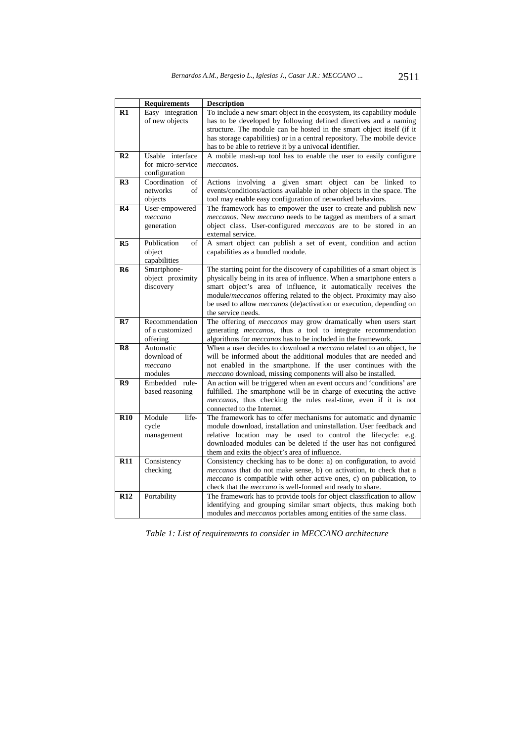| | Requirements | Description |
|---|---|---|
| **R1** | Easy integration of new objects | To include a new smart object in the ecosystem, its capability module has to be developed by following defined directives and a naming structure. The module can be hosted in the smart object itself (if it has storage capabilities) or in a central repository. The mobile device has to be able to retrieve it by a univocal identifier. |
| **R2** | Usable interface for micro-service configuration | A mobile mash-up tool has to enable the user to easily configure *meccanos*. |
| **R3** | Coordination of networks of objects | Actions involving a given smart object can be linked to events/conditions/actions available in other objects in the space. The tool may enable easy configuration of networked behaviors. |
| **R4** | User-empowered *meccano* generation | The framework has to empower the user to create and publish new *meccanos*. New *meccano* needs to be tagged as members of a smart object class. User-configured *meccanos* are to be stored in an external service. |
| **R5** | Publication of object capabilities | A smart object can publish a set of event, condition and action capabilities as a bundled module. |
| **R6** | Smartphone-object proximity discovery | The starting point for the discovery of capabilities of a smart object is physically being in its area of influence. When a smartphone enters a smart object's area of influence, it automatically receives the module/*meccanos* offering related to the object. Proximity may also be used to allow *meccanos* (de)activation or execution, depending on the service needs. |
| **R7** | Recommendation of a customized offering | The offering of *meccanos* may grow dramatically when users start generating *meccanos*, thus a tool to integrate recommendation algorithms for *meccanos* has to be included in the framework. |
| **R8** | Automatic download of *meccano* modules | When a user decides to download a *meccano* related to an object, he will be informed about the additional modules that are needed and not enabled in the smartphone. If the user continues with the *meccano* download, missing components will also be installed. |
| **R9** | Embedded rule-based reasoning | An action will be triggered when an event occurs and 'conditions' are fulfilled. The smartphone will be in charge of executing the active *meccanos*, thus checking the rules real-time, even if it is not connected to the Internet. |
| **R10** | Module life-cycle management | The framework has to offer mechanisms for automatic and dynamic module download, installation and uninstallation. User feedback and relative location may be used to control the lifecycle: e.g. downloaded modules can be deleted if the user has not configured them and exits the object's area of influence. |
| **R11** | Consistency checking | Consistency checking has to be done: a) on configuration, to avoid *meccanos* that do not make sense, b) on activation, to check that a *meccano* is compatible with other active ones, c) on publication, to check that the *meccano* is well-formed and ready to share. |
| **R12** | Portability | The framework has to provide tools for object classification to allow identifying and grouping similar smart objects, thus making both modules and *meccanos* portables among entities of the same class. |

*Table 1: List of requirements to consider in MECCANO architecture*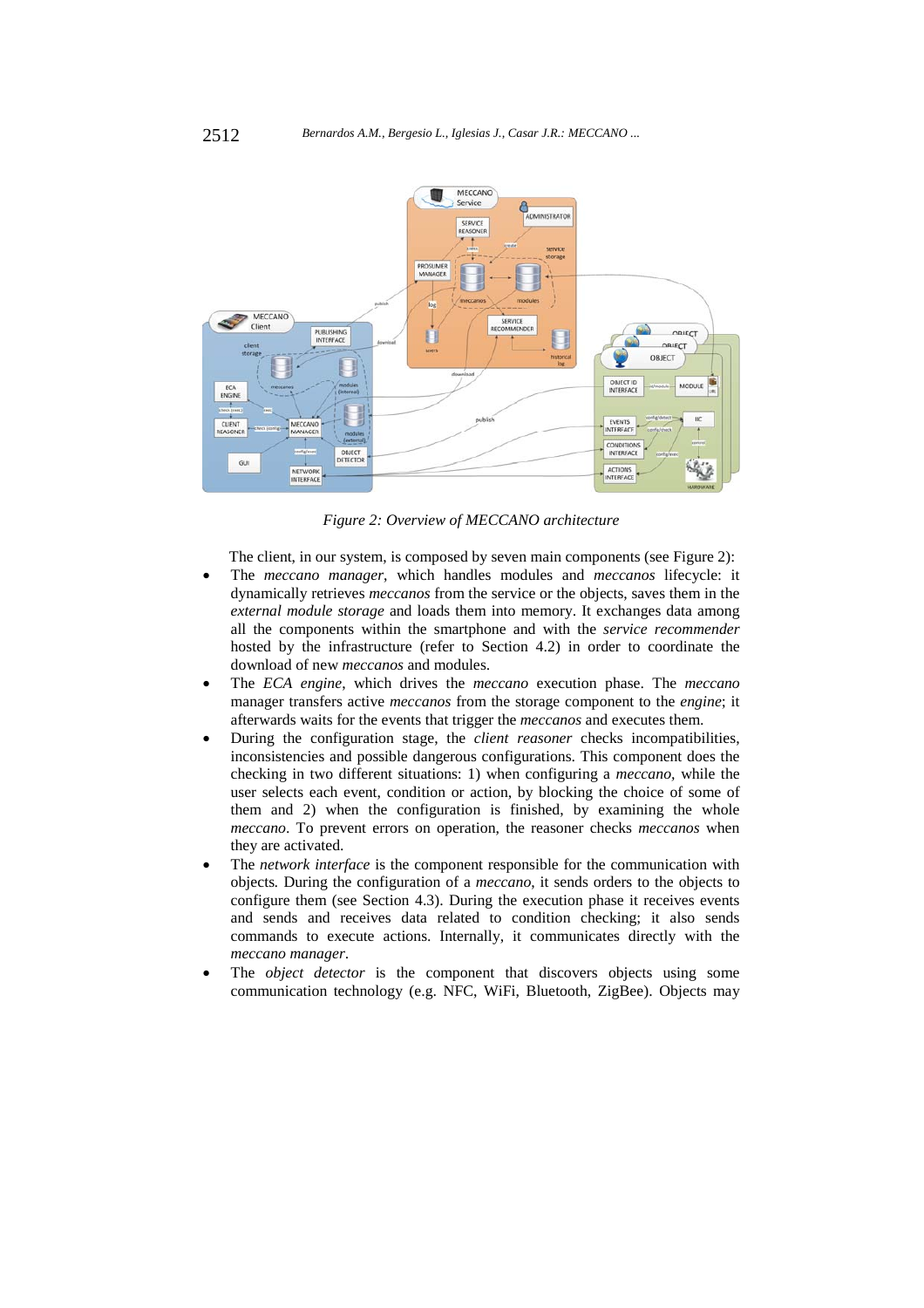*Figure 2: Overview of MECCANO architecture*

The client, in our system, is composed by seven main components (see Figure 2):

- The *meccano manager*, which handles modules and *meccanos* lifecycle: it dynamically retrieves *meccanos* from the service or the objects, saves them in the *external module storage* and loads them into memory. It exchanges data among all the components within the smartphone and with the *service recommender* hosted by the infrastructure (refer to Section 4.2) in order to coordinate the download of new *meccanos* and modules.
- The *ECA engine*, which drives the *meccano* execution phase. The *meccano* manager transfers active *meccanos* from the storage component to the *engine*; it afterwards waits for the events that trigger the *meccanos* and executes them.
- During the configuration stage, the *client reasoner* checks incompatibilities, inconsistencies and possible dangerous configurations. This component does the checking in two different situations: 1) when configuring a *meccano*, while the user selects each event, condition or action, by blocking the choice of some of them and 2) when the configuration is finished, by examining the whole *meccano*. To prevent errors on operation, the reasoner checks *meccanos* when they are activated.
- The *network interface* is the component responsible for the communication with objects. During the configuration of a *meccano*, it sends orders to the objects to configure them (see Section 4.3). During the execution phase it receives events and sends and receives data related to condition checking; it also sends commands to execute actions. Internally, it communicates directly with the *meccano manager*.
- The *object detector* is the component that discovers objects using some communication technology (e.g. NFC, WiFi, Bluetooth, ZigBee). Objects may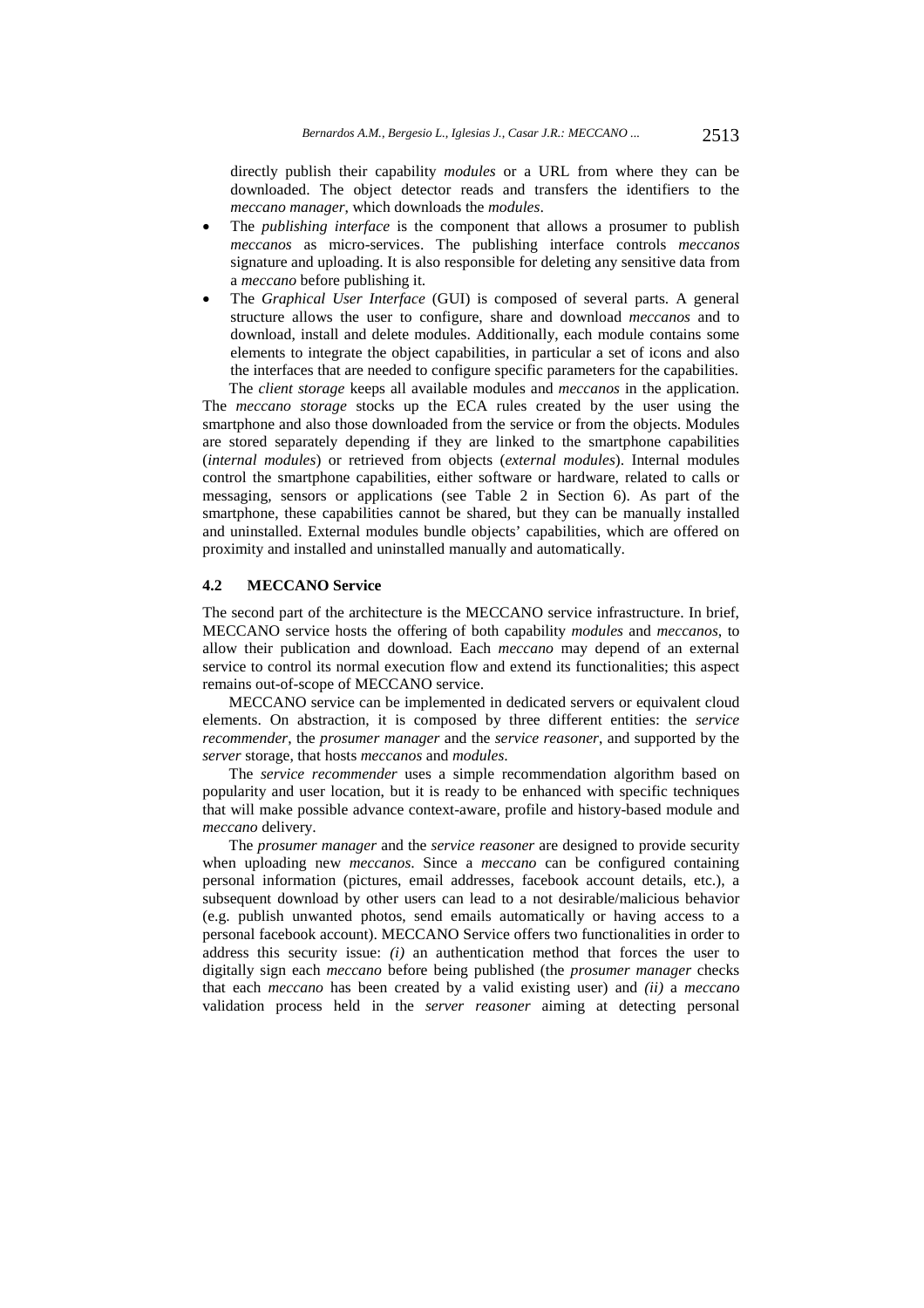directly publish their capability *modules* or a URL from where they can be downloaded. The object detector reads and transfers the identifiers to the *meccano manager*, which downloads the *modules*.

- The *publishing interface* is the component that allows a prosumer to publish *meccanos* as micro-services. The publishing interface controls *meccanos* signature and uploading. It is also responsible for deleting any sensitive data from a *meccano* before publishing it.
- The *Graphical User Interface* (GUI) is composed of several parts. A general structure allows the user to configure, share and download *meccanos* and to download, install and delete modules. Additionally, each module contains some elements to integrate the object capabilities, in particular a set of icons and also the interfaces that are needed to configure specific parameters for the capabilities.

The *client storage* keeps all available modules and *meccanos* in the application. The *meccano storage* stocks up the ECA rules created by the user using the smartphone and also those downloaded from the service or from the objects. Modules are stored separately depending if they are linked to the smartphone capabilities (*internal modules*) or retrieved from objects (*external modules*). Internal modules control the smartphone capabilities, either software or hardware, related to calls or messaging, sensors or applications (see Table 2 in Section 6). As part of the smartphone, these capabilities cannot be shared, but they can be manually installed and uninstalled. External modules bundle objects' capabilities, which are offered on proximity and installed and uninstalled manually and automatically.

### 4.2 MECCANO Service

The second part of the architecture is the MECCANO service infrastructure. In brief, MECCANO service hosts the offering of both capability *modules* and *meccanos*, to allow their publication and download. Each *meccano* may depend of an external service to control its normal execution flow and extend its functionalities; this aspect remains out-of-scope of MECCANO service.

MECCANO service can be implemented in dedicated servers or equivalent cloud elements. On abstraction, it is composed by three different entities: the *service recommender*, the *prosumer manager* and the *service reasoner*, and supported by the *server* storage, that hosts *meccanos* and *modules*.

The *service recommender* uses a simple recommendation algorithm based on popularity and user location, but it is ready to be enhanced with specific techniques that will make possible advance context-aware, profile and history-based module and *meccano* delivery.

The *prosumer manager* and the *service reasoner* are designed to provide security when uploading new *meccanos*. Since a *meccano* can be configured containing personal information (pictures, email addresses, facebook account details, etc.), a subsequent download by other users can lead to a not desirable/malicious behavior (e.g. publish unwanted photos, send emails automatically or having access to a personal facebook account). MECCANO Service offers two functionalities in order to address this security issue: *(i)* an authentication method that forces the user to digitally sign each *meccano* before being published (the *prosumer manager* checks that each *meccano* has been created by a valid existing user) and *(ii)* a *meccano* validation process held in the *server reasoner* aiming at detecting personal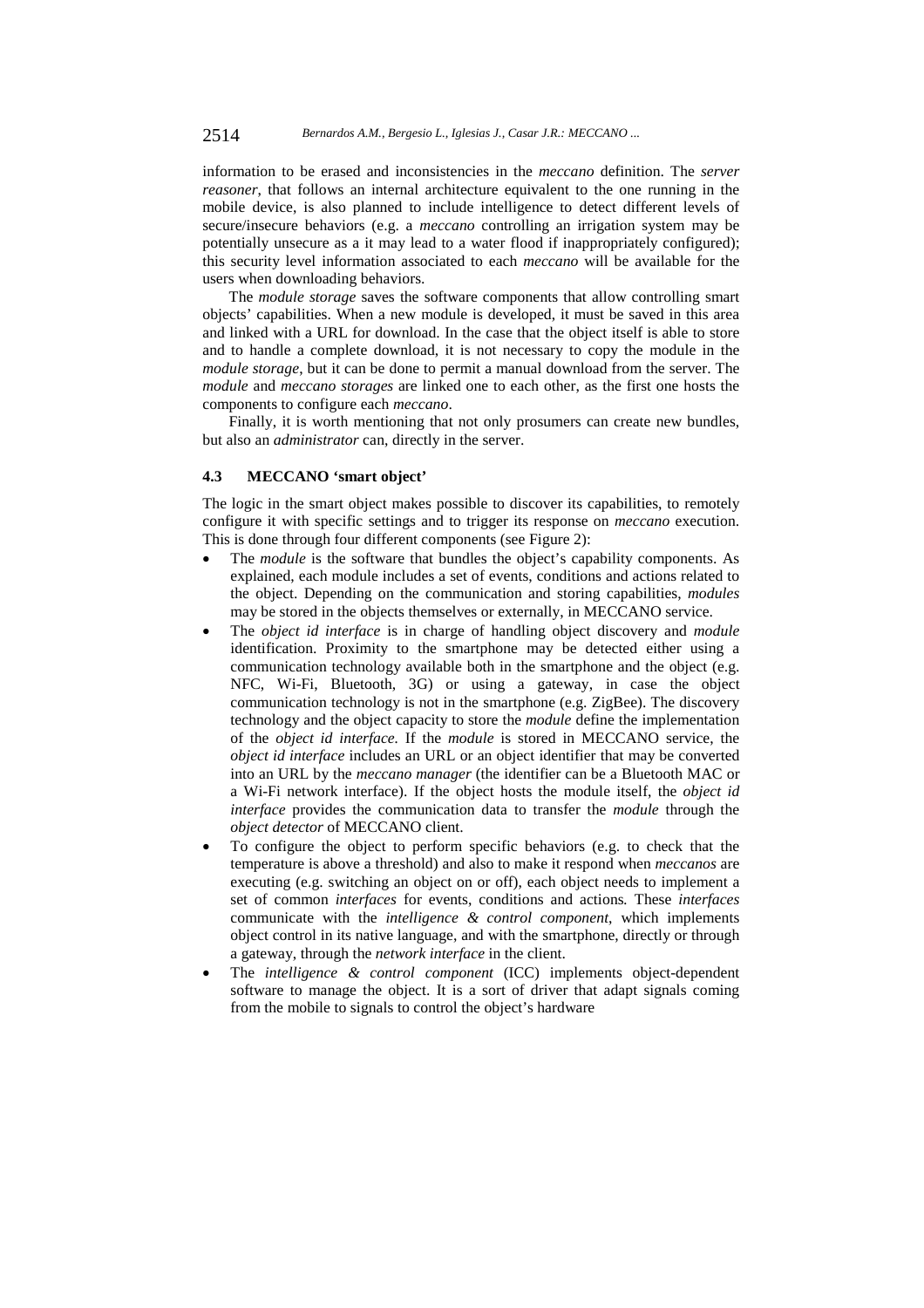information to be erased and inconsistencies in the *meccano* definition. The *server reasoner*, that follows an internal architecture equivalent to the one running in the mobile device, is also planned to include intelligence to detect different levels of secure/insecure behaviors (e.g. a *meccano* controlling an irrigation system may be potentially unsecure as a it may lead to a water flood if inappropriately configured); this security level information associated to each *meccano* will be available for the users when downloading behaviors.

The *module storage* saves the software components that allow controlling smart objects' capabilities. When a new module is developed, it must be saved in this area and linked with a URL for download. In the case that the object itself is able to store and to handle a complete download, it is not necessary to copy the module in the *module storage*, but it can be done to permit a manual download from the server. The *module* and *meccano storages* are linked one to each other, as the first one hosts the components to configure each *meccano*.

Finally, it is worth mentioning that not only prosumers can create new bundles, but also an *administrator* can, directly in the server.

### 4.3 MECCANO 'smart object'

The logic in the smart object makes possible to discover its capabilities, to remotely configure it with specific settings and to trigger its response on *meccano* execution. This is done through four different components (see Figure 2):

- The *module* is the software that bundles the object's capability components. As explained, each module includes a set of events, conditions and actions related to the object. Depending on the communication and storing capabilities, *modules* may be stored in the objects themselves or externally, in MECCANO service.
- The *object id interface* is in charge of handling object discovery and *module* identification. Proximity to the smartphone may be detected either using a communication technology available both in the smartphone and the object (e.g. NFC, Wi-Fi, Bluetooth, 3G) or using a gateway, in case the object communication technology is not in the smartphone (e.g. ZigBee). The discovery technology and the object capacity to store the *module* define the implementation of the *object id interface.* If the *module* is stored in MECCANO service, the *object id interface* includes an URL or an object identifier that may be converted into an URL by the *meccano manager* (the identifier can be a Bluetooth MAC or a Wi-Fi network interface). If the object hosts the module itself, the *object id interface* provides the communication data to transfer the *module* through the *object detector* of MECCANO client.
- To configure the object to perform specific behaviors (e.g. to check that the temperature is above a threshold) and also to make it respond when *meccanos* are executing (e.g. switching an object on or off), each object needs to implement a set of common *interfaces* for events, conditions and actions*.* These *interfaces* communicate with the *intelligence & control component*, which implements object control in its native language, and with the smartphone, directly or through a gateway, through the *network interface* in the client.
- The *intelligence & control component* (ICC) implements object-dependent software to manage the object. It is a sort of driver that adapt signals coming from the mobile to signals to control the object's hardware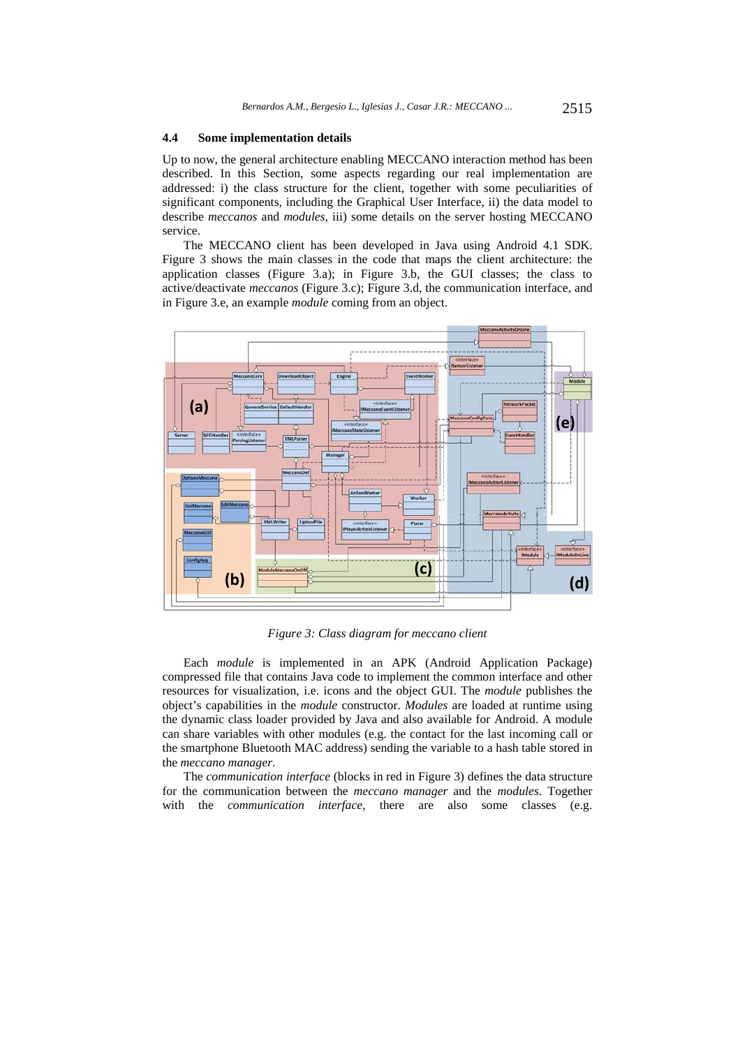### 4.4 Some implementation details

Up to now, the general architecture enabling MECCANO interaction method has been described. In this Section, some aspects regarding our real implementation are addressed: i) the class structure for the client, together with some peculiarities of significant components, including the Graphical User Interface, ii) the data model to describe *meccanos* and *modules*, iii) some details on the server hosting MECCANO service.

The MECCANO client has been developed in Java using Android 4.1 SDK. Figure 3 shows the main classes in the code that maps the client architecture: the application classes (Figure 3.a); in Figure 3.b, the GUI classes; the class to active/deactivate *meccanos* (Figure 3.c); Figure 3.d, the communication interface, and in Figure 3.e, an example *module* coming from an object.

*Figure 3: Class diagram for meccano client*

Each *module* is implemented in an APK (Android Application Package) compressed file that contains Java code to implement the common interface and other resources for visualization, i.e. icons and the object GUI. The *module* publishes the object's capabilities in the *module* constructor. *Modules* are loaded at runtime using the dynamic class loader provided by Java and also available for Android. A module can share variables with other modules (e.g. the contact for the last incoming call or the smartphone Bluetooth MAC address) sending the variable to a hash table stored in the *meccano manager*.

The *communication interface* (blocks in red in Figure 3) defines the data structure for the communication between the *meccano manager* and the *modules*. Together with the *communication interface*, there are also some classes (e.g.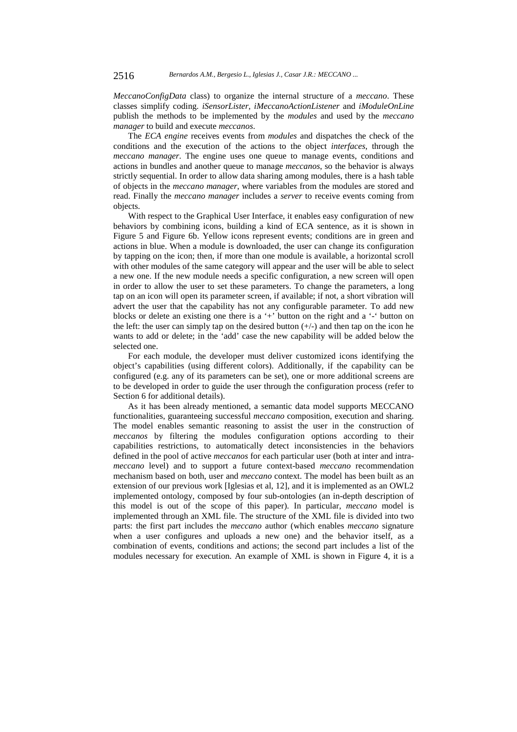*MeccanoConfigData* class) to organize the internal structure of a *meccano*. These classes simplify coding. *iSensorLister*, *iMeccanoActionListener* and *iModuleOnLine* publish the methods to be implemented by the *modules* and used by the *meccano manager* to build and execute *meccanos*.

The *ECA engine* receives events from *modules* and dispatches the check of the conditions and the execution of the actions to the object *interfaces*, through the *meccano manager*. The engine uses one queue to manage events, conditions and actions in bundles and another queue to manage *meccanos*, so the behavior is always strictly sequential. In order to allow data sharing among modules, there is a hash table of objects in the *meccano manager*, where variables from the modules are stored and read. Finally the *meccano manager* includes a *server* to receive events coming from objects.

With respect to the Graphical User Interface, it enables easy configuration of new behaviors by combining icons, building a kind of ECA sentence, as it is shown in Figure 5 and Figure 6b. Yellow icons represent events; conditions are in green and actions in blue. When a module is downloaded, the user can change its configuration by tapping on the icon; then, if more than one module is available, a horizontal scroll with other modules of the same category will appear and the user will be able to select a new one. If the new module needs a specific configuration, a new screen will open in order to allow the user to set these parameters. To change the parameters, a long tap on an icon will open its parameter screen, if available; if not, a short vibration will advert the user that the capability has not any configurable parameter. To add new blocks or delete an existing one there is a '+' button on the right and a '-' button on the left: the user can simply tap on the desired button (+/-) and then tap on the icon he wants to add or delete; in the 'add' case the new capability will be added below the selected one.

For each module, the developer must deliver customized icons identifying the object's capabilities (using different colors). Additionally, if the capability can be configured (e.g. any of its parameters can be set), one or more additional screens are to be developed in order to guide the user through the configuration process (refer to Section 6 for additional details).

As it has been already mentioned, a semantic data model supports MECCANO functionalities, guaranteeing successful *meccano* composition, execution and sharing. The model enables semantic reasoning to assist the user in the construction of *meccanos* by filtering the modules configuration options according to their capabilities restrictions, to automatically detect inconsistencies in the behaviors defined in the pool of active *meccanos* for each particular user (both at inter and intra-*meccano* level) and to support a future context-based *meccano* recommendation mechanism based on both, user and *meccano* context. The model has been built as an extension of our previous work [Iglesias et al, 12], and it is implemented as an OWL2 implemented ontology, composed by four sub-ontologies (an in-depth description of this model is out of the scope of this paper). In particular, *meccano* model is implemented through an XML file. The structure of the XML file is divided into two parts: the first part includes the *meccano* author (which enables *meccano* signature when a user configures and uploads a new one) and the behavior itself, as a combination of events, conditions and actions; the second part includes a list of the modules necessary for execution. An example of XML is shown in Figure 4, it is a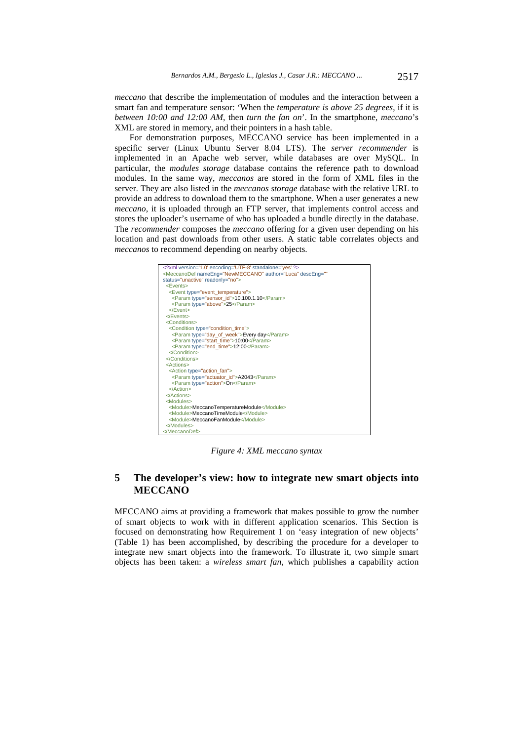*meccano* that describe the implementation of modules and the interaction between a smart fan and temperature sensor: 'When the *temperature is above 25 degrees*, if it is *between 10:00 and 12:00 AM*, then *turn the fan on*'. In the smartphone, *meccano*'s XML are stored in memory, and their pointers in a hash table.

For demonstration purposes, MECCANO service has been implemented in a specific server (Linux Ubuntu Server 8.04 LTS). The *server recommender* is implemented in an Apache web server, while databases are over MySQL. In particular, the *modules storage* database contains the reference path to download modules. In the same way, *meccanos* are stored in the form of XML files in the server. They are also listed in the *meccanos storage* database with the relative URL to provide an address to download them to the smartphone. When a user generates a new *meccano*, it is uploaded through an FTP server, that implements control access and stores the uploader's username of who has uploaded a bundle directly in the database. The *recommender* composes the *meccano* offering for a given user depending on his location and past downloads from other users. A static table correlates objects and *meccanos* to recommend depending on nearby objects.

```xml
<?xml version='1.0' encoding='UTF-8' standalone='yes' ?>
<MeccanoDef nameEng="NewMECCANO" author="Luca" descEng=""
status="unactive" readonly="no">
  <Events>
    <Event type="event_temperature">
      <Param type="sensor_id">10.100.1.10</Param>
      <Param type="above">25</Param>
    </Event>
  </Events>
  <Conditions>
    <Condition type="condition_time">
      <Param type="day_of_week">Every day</Param>
      <Param type="start_time">10:00</Param>
      <Param type="end_time">12:00</Param>
    </Condition>
  </Conditions>
  <Actions>
    <Action type="action_fan">
      <Param type="actuator_id">A2043</Param>
      <Param type="action">On</Param>
    </Action>
  </Actions>
  <Modules>
    <Module>MeccanoTemperatureModule</Module>
    <Module>MeccanoTimeModule</Module>
    <Module>MeccanoFanModule</Module>
  </Modules>
</MeccanoDef>
```

*Figure 4: XML meccano syntax*

## 5 The developer's view: how to integrate new smart objects into MECCANO

MECCANO aims at providing a framework that makes possible to grow the number of smart objects to work with in different application scenarios. This Section is focused on demonstrating how Requirement 1 on 'easy integration of new objects' (Table 1) has been accomplished, by describing the procedure for a developer to integrate new smart objects into the framework. To illustrate it, two simple smart objects has been taken: a *wireless smart fan*, which publishes a capability action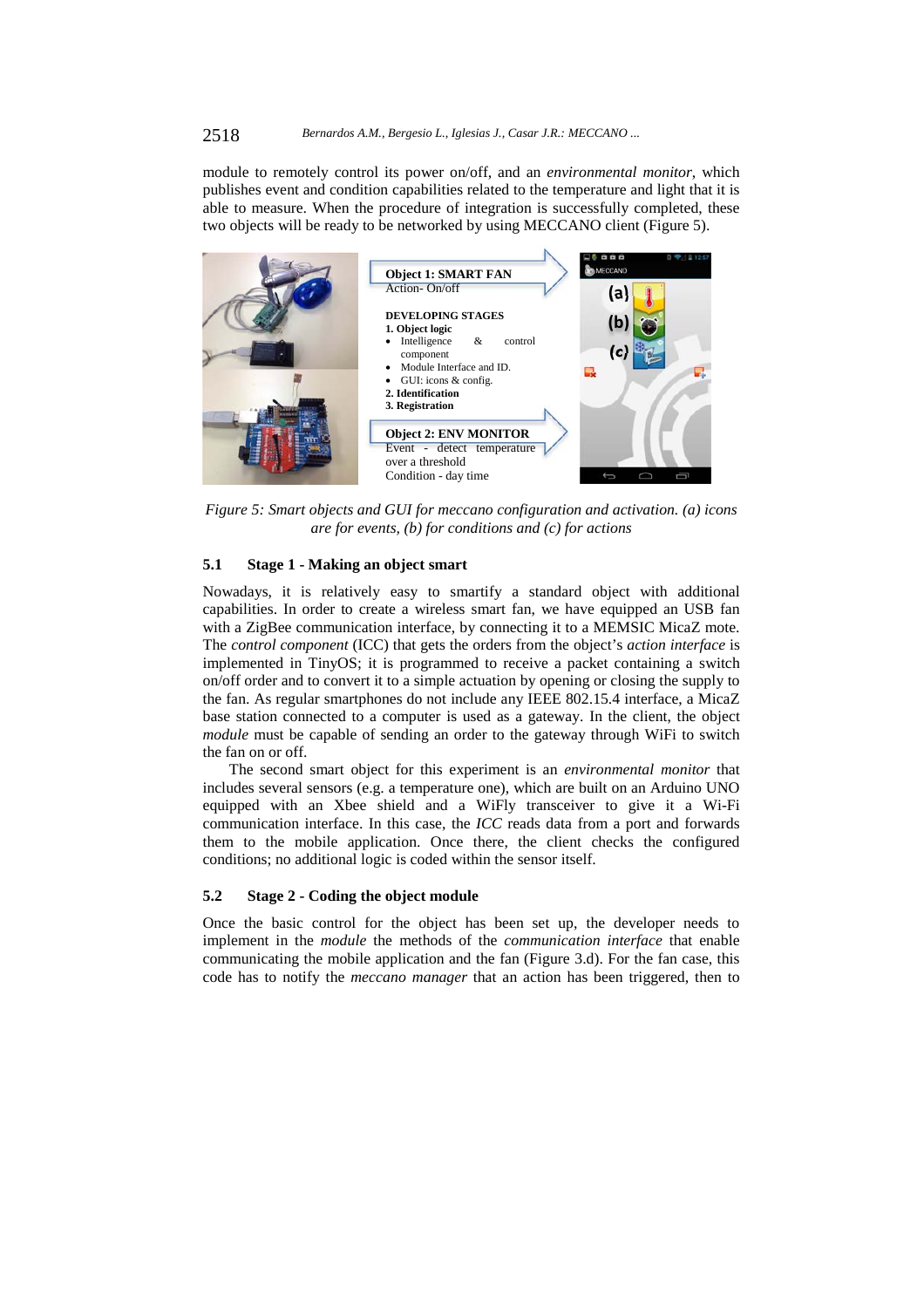module to remotely control its power on/off, and an *environmental monitor*, which publishes event and condition capabilities related to the temperature and light that it is able to measure. When the procedure of integration is successfully completed, these two objects will be ready to be networked by using MECCANO client (Figure 5).

**Object 1: SMART FAN**
Action- On/off

**DEVELOPING STAGES**
**1. Object logic**
- Intelligence & control component
- Module Interface and ID.
- GUI: icons & config.

**2. Identification**
**3. Registration**

**Object 2: ENV MONITOR**
Event - detect temperature over a threshold
Condition - day time

*Figure 5: Smart objects and GUI for meccano configuration and activation. (a) icons are for events, (b) for conditions and (c) for actions*

### 5.1 Stage 1 - Making an object smart

Nowadays, it is relatively easy to smartify a standard object with additional capabilities. In order to create a wireless smart fan, we have equipped an USB fan with a ZigBee communication interface, by connecting it to a MEMSIC MicaZ mote. The *control component* (ICC) that gets the orders from the object's *action interface* is implemented in TinyOS; it is programmed to receive a packet containing a switch on/off order and to convert it to a simple actuation by opening or closing the supply to the fan. As regular smartphones do not include any IEEE 802.15.4 interface, a MicaZ base station connected to a computer is used as a gateway. In the client, the object *module* must be capable of sending an order to the gateway through WiFi to switch the fan on or off.

The second smart object for this experiment is an *environmental monitor* that includes several sensors (e.g. a temperature one), which are built on an Arduino UNO equipped with an Xbee shield and a WiFly transceiver to give it a Wi-Fi communication interface. In this case, the *ICC* reads data from a port and forwards them to the mobile application. Once there, the client checks the configured conditions; no additional logic is coded within the sensor itself.

### 5.2 Stage 2 - Coding the object module

Once the basic control for the object has been set up, the developer needs to implement in the *module* the methods of the *communication interface* that enable communicating the mobile application and the fan (Figure 3.d). For the fan case, this code has to notify the *meccano manager* that an action has been triggered, then to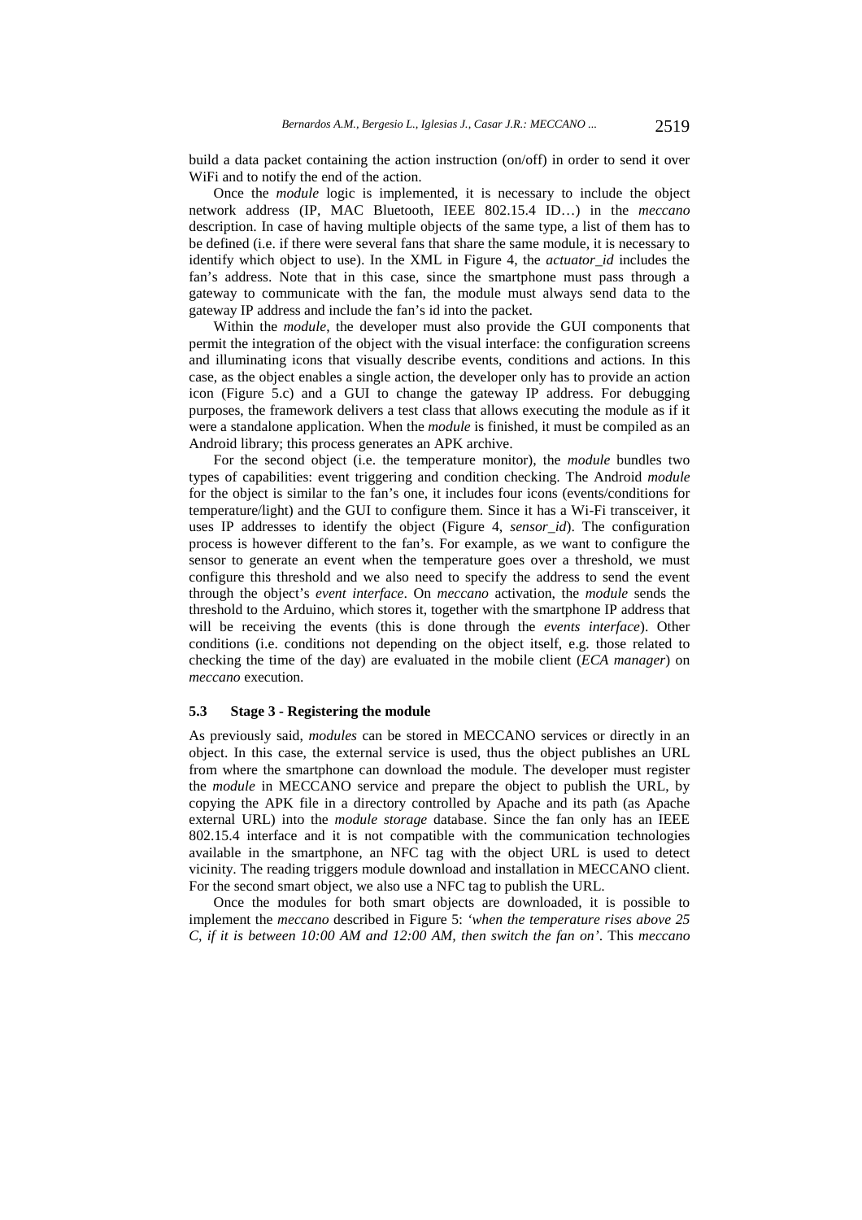build a data packet containing the action instruction (on/off) in order to send it over WiFi and to notify the end of the action.

Once the *module* logic is implemented, it is necessary to include the object network address (IP, MAC Bluetooth, IEEE 802.15.4 ID…) in the *meccano* description. In case of having multiple objects of the same type, a list of them has to be defined (i.e. if there were several fans that share the same module, it is necessary to identify which object to use). In the XML in Figure 4, the *actuator_id* includes the fan's address. Note that in this case, since the smartphone must pass through a gateway to communicate with the fan, the module must always send data to the gateway IP address and include the fan's id into the packet.

Within the *module*, the developer must also provide the GUI components that permit the integration of the object with the visual interface: the configuration screens and illuminating icons that visually describe events, conditions and actions. In this case, as the object enables a single action, the developer only has to provide an action icon (Figure 5.c) and a GUI to change the gateway IP address. For debugging purposes, the framework delivers a test class that allows executing the module as if it were a standalone application. When the *module* is finished, it must be compiled as an Android library; this process generates an APK archive.

For the second object (i.e. the temperature monitor), the *module* bundles two types of capabilities: event triggering and condition checking. The Android *module* for the object is similar to the fan's one, it includes four icons (events/conditions for temperature/light) and the GUI to configure them. Since it has a Wi-Fi transceiver, it uses IP addresses to identify the object (Figure 4, *sensor_id*). The configuration process is however different to the fan's. For example, as we want to configure the sensor to generate an event when the temperature goes over a threshold, we must configure this threshold and we also need to specify the address to send the event through the object's *event interface*. On *meccano* activation, the *module* sends the threshold to the Arduino, which stores it, together with the smartphone IP address that will be receiving the events (this is done through the *events interface*). Other conditions (i.e. conditions not depending on the object itself, e.g. those related to checking the time of the day) are evaluated in the mobile client (*ECA manager*) on *meccano* execution.

### 5.3 Stage 3 - Registering the module

As previously said, *modules* can be stored in MECCANO services or directly in an object. In this case, the external service is used, thus the object publishes an URL from where the smartphone can download the module. The developer must register the *module* in MECCANO service and prepare the object to publish the URL, by copying the APK file in a directory controlled by Apache and its path (as Apache external URL) into the *module storage* database. Since the fan only has an IEEE 802.15.4 interface and it is not compatible with the communication technologies available in the smartphone, an NFC tag with the object URL is used to detect vicinity. The reading triggers module download and installation in MECCANO client. For the second smart object, we also use a NFC tag to publish the URL.

Once the modules for both smart objects are downloaded, it is possible to implement the *meccano* described in Figure 5: *'when the temperature rises above 25 C, if it is between 10:00 AM and 12:00 AM, then switch the fan on'*. This *meccano*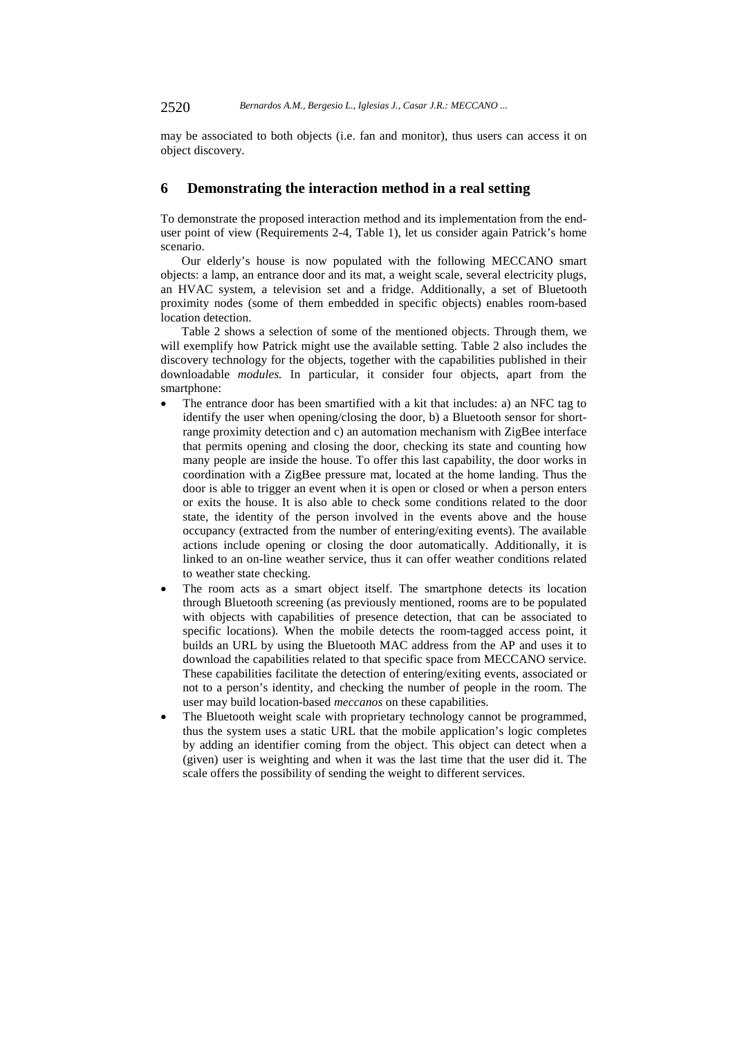may be associated to both objects (i.e. fan and monitor), thus users can access it on object discovery.

## 6 Demonstrating the interaction method in a real setting

To demonstrate the proposed interaction method and its implementation from the end-user point of view (Requirements 2-4, Table 1), let us consider again Patrick's home scenario.

Our elderly's house is now populated with the following MECCANO smart objects: a lamp, an entrance door and its mat, a weight scale, several electricity plugs, an HVAC system, a television set and a fridge. Additionally, a set of Bluetooth proximity nodes (some of them embedded in specific objects) enables room-based location detection.

Table 2 shows a selection of some of the mentioned objects. Through them, we will exemplify how Patrick might use the available setting. Table 2 also includes the discovery technology for the objects, together with the capabilities published in their downloadable *modules.* In particular, it consider four objects, apart from the smartphone:

- The entrance door has been smartified with a kit that includes: a) an NFC tag to identify the user when opening/closing the door, b) a Bluetooth sensor for short-range proximity detection and c) an automation mechanism with ZigBee interface that permits opening and closing the door, checking its state and counting how many people are inside the house. To offer this last capability, the door works in coordination with a ZigBee pressure mat, located at the home landing. Thus the door is able to trigger an event when it is open or closed or when a person enters or exits the house. It is also able to check some conditions related to the door state, the identity of the person involved in the events above and the house occupancy (extracted from the number of entering/exiting events). The available actions include opening or closing the door automatically. Additionally, it is linked to an on-line weather service, thus it can offer weather conditions related to weather state checking.
- The room acts as a smart object itself. The smartphone detects its location through Bluetooth screening (as previously mentioned, rooms are to be populated with objects with capabilities of presence detection, that can be associated to specific locations). When the mobile detects the room-tagged access point, it builds an URL by using the Bluetooth MAC address from the AP and uses it to download the capabilities related to that specific space from MECCANO service. These capabilities facilitate the detection of entering/exiting events, associated or not to a person's identity, and checking the number of people in the room. The user may build location-based *meccanos* on these capabilities.
- The Bluetooth weight scale with proprietary technology cannot be programmed, thus the system uses a static URL that the mobile application's logic completes by adding an identifier coming from the object. This object can detect when a (given) user is weighting and when it was the last time that the user did it. The scale offers the possibility of sending the weight to different services.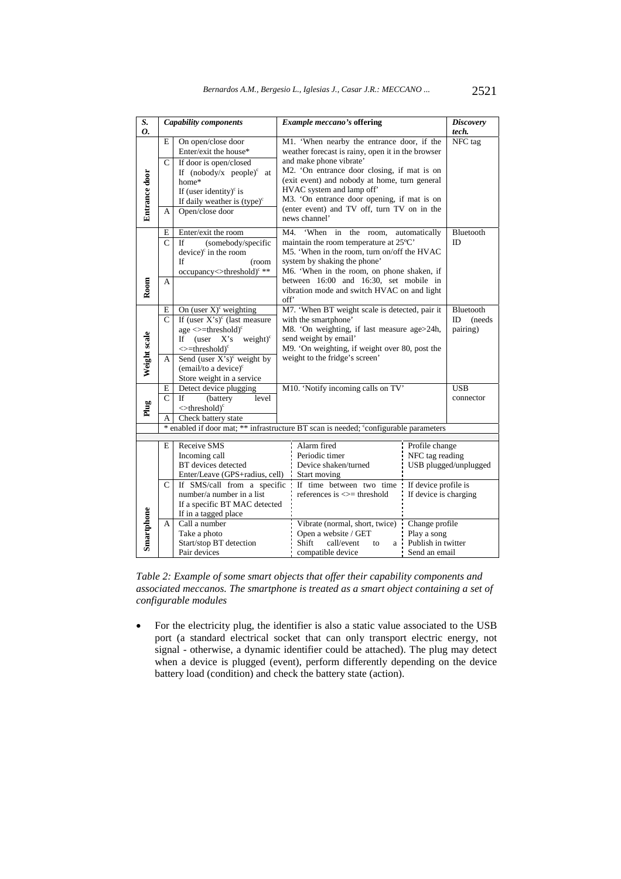| S. O. | | Capability components | Example meccano's offering | Discovery tech. |
|---|---|---|---|---|
| Entrance door | E | On open/close door<br>Enter/exit the house* | M1. 'When nearby the entrance door, if the weather forecast is rainy, open it in the browser and make phone vibrate'<br>M2. 'On entrance door closing, if mat is on (exit event) and nobody at home, turn general HVAC system and lamp off'<br>M3. 'On entrance door opening, if mat is on (enter event) and TV off, turn TV on in the news channel' | NFC tag |
| | C | If door is open/closed<br>If (nobody/x people)[c] at home*<br>If (user identity)[c] is<br>If daily weather is (type)[c] | | |
| | A | Open/close door | | |
| Room | E | Enter/exit the room | M4. 'When in the room, automatically maintain the room temperature at 25ºC'<br>M5. 'When in the room, turn on/off the HVAC system by shaking the phone'<br>M6. 'When in the room, on phone shaken, if between 16:00 and 16:30, set mobile in vibration mode and switch HVAC on and light off' | Bluetooth ID |
| | C | If (somebody/specific device)[c] in the room<br>If (room occupancy<>threshold)[c] ** | | |
| | A | | | |
| Weight scale | E | On (user X)[c] weighting | M7. 'When BT weight scale is detected, pair it with the smartphone'<br>M8. 'On weighting, if last measure age>24h, send weight by email'<br>M9. 'On weighting, if weight over 80, post the weight to the fridge's screen' | Bluetooth ID (needs pairing) |
| | C | If (user X's)[c] (last measure age <>=threshold)[c]<br>If (user X's weight)[c] <>=threshold)[c] | | |
| | A | Send (user X's)[c] weight by (email/to a device)[c]<br>Store weight in a service | | |
| Plug | E | Detect device plugging | M10. 'Notify incoming calls on TV' | USB connector |
| | C | If (battery level <>threshold)[c] | | |
| | A | Check battery state | | |
| | | * enabled if door mat; ** infrastructure BT scan is needed; [c]configurable parameters | | |

| | | | | |
|---|---|---|---|---|
| Smartphone | E | Receive SMS<br>Incoming call<br>BT devices detected<br>Enter/Leave (GPS+radius, cell) | Alarm fired<br>Periodic timer<br>Device shaken/turned<br>Start moving | Profile change<br>NFC tag reading<br>USB plugged/unplugged |
| | C | If SMS/call from a specific number/a number in a list<br>If a specific BT MAC detected<br>If in a tagged place | If time between two time references is <>= threshold | If device profile is<br>If device is charging |
| | A | Call a number<br>Take a photo<br>Start/stop BT detection<br>Pair devices | Vibrate (normal, short, twice)<br>Open a website / GET<br>Shift call/event to a compatible device | Change profile<br>Play a song<br>Publish in twitter<br>Send an email |

*Table 2: Example of some smart objects that offer their capability components and associated meccanos. The smartphone is treated as a smart object containing a set of configurable modules*

- For the electricity plug, the identifier is also a static value associated to the USB port (a standard electrical socket that can only transport electric energy, not signal - otherwise, a dynamic identifier could be attached). The plug may detect when a device is plugged (event), perform differently depending on the device battery load (condition) and check the battery state (action).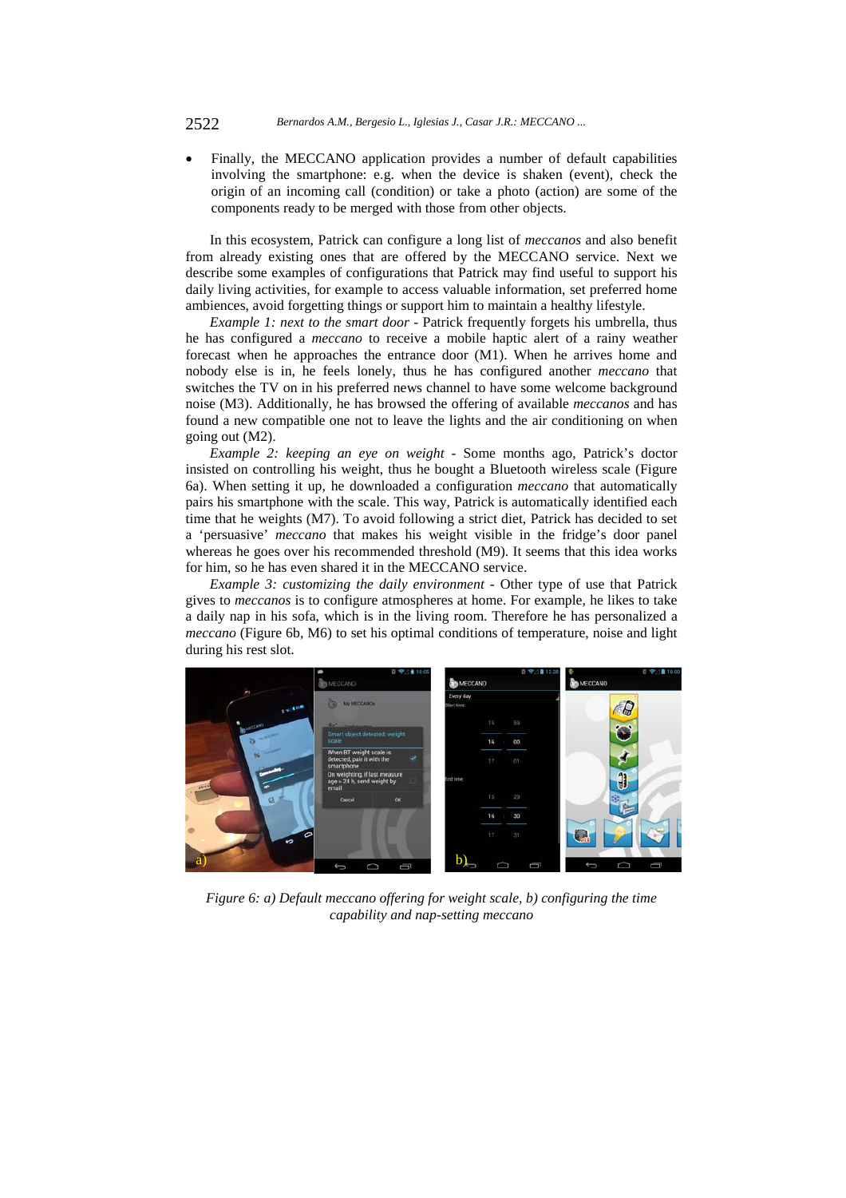- Finally, the MECCANO application provides a number of default capabilities involving the smartphone: e.g. when the device is shaken (event), check the origin of an incoming call (condition) or take a photo (action) are some of the components ready to be merged with those from other objects.

In this ecosystem, Patrick can configure a long list of *meccanos* and also benefit from already existing ones that are offered by the MECCANO service. Next we describe some examples of configurations that Patrick may find useful to support his daily living activities, for example to access valuable information, set preferred home ambiences, avoid forgetting things or support him to maintain a healthy lifestyle.

*Example 1: next to the smart door* - Patrick frequently forgets his umbrella, thus he has configured a *meccano* to receive a mobile haptic alert of a rainy weather forecast when he approaches the entrance door (M1). When he arrives home and nobody else is in, he feels lonely, thus he has configured another *meccano* that switches the TV on in his preferred news channel to have some welcome background noise (M3). Additionally, he has browsed the offering of available *meccanos* and has found a new compatible one not to leave the lights and the air conditioning on when going out (M2).

*Example 2: keeping an eye on weight* - Some months ago, Patrick's doctor insisted on controlling his weight, thus he bought a Bluetooth wireless scale (Figure 6a). When setting it up, he downloaded a configuration *meccano* that automatically pairs his smartphone with the scale. This way, Patrick is automatically identified each time that he weights (M7). To avoid following a strict diet, Patrick has decided to set a 'persuasive' *meccano* that makes his weight visible in the fridge's door panel whereas he goes over his recommended threshold (M9). It seems that this idea works for him, so he has even shared it in the MECCANO service.

*Example 3: customizing the daily environment* - Other type of use that Patrick gives to *meccanos* is to configure atmospheres at home. For example, he likes to take a daily nap in his sofa, which is in the living room. Therefore he has personalized a *meccano* (Figure 6b, M6) to set his optimal conditions of temperature, noise and light during his rest slot.

*Figure 6: a) Default meccano offering for weight scale, b) configuring the time capability and nap-setting meccano*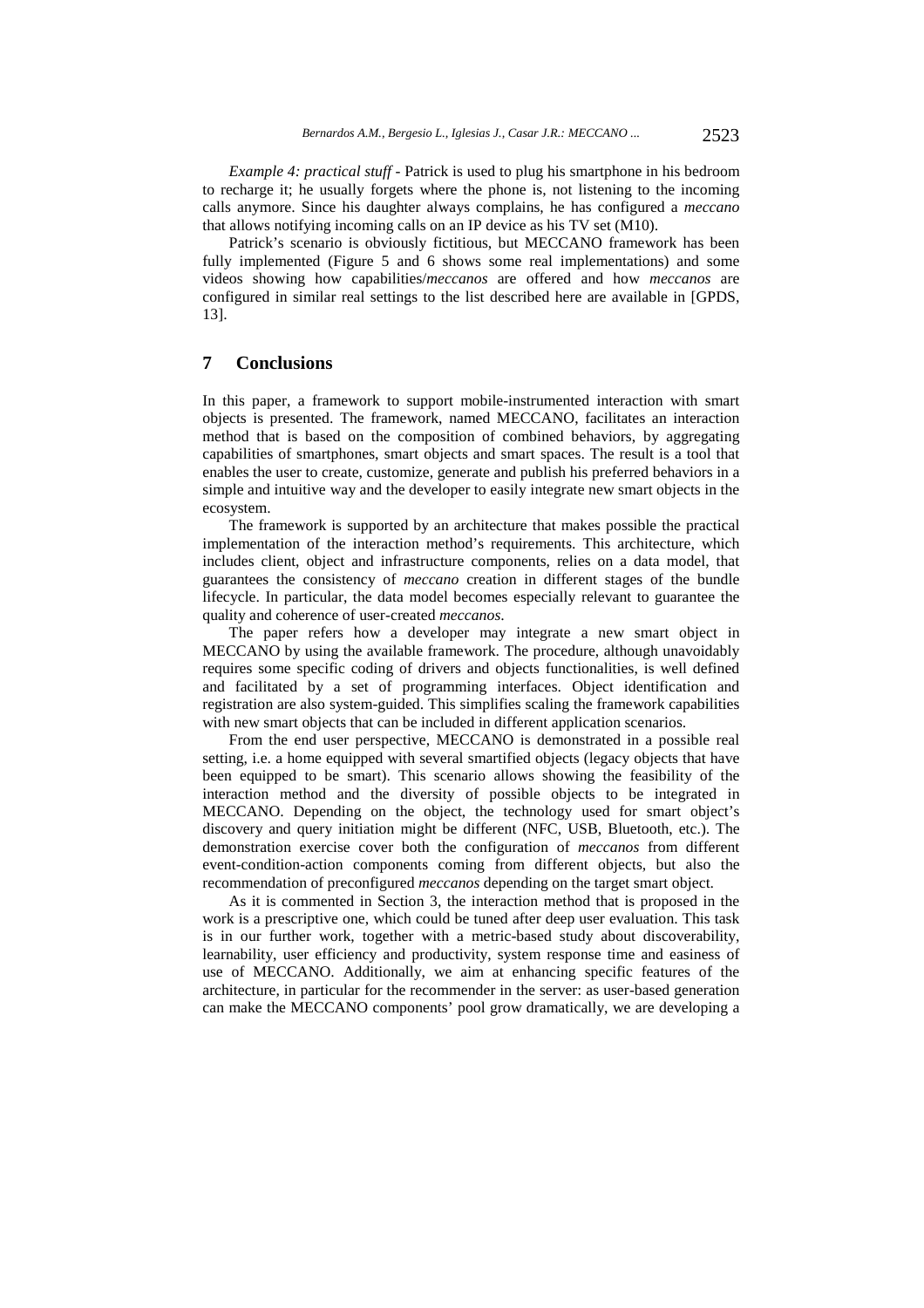*Example 4: practical stuff* - Patrick is used to plug his smartphone in his bedroom to recharge it; he usually forgets where the phone is, not listening to the incoming calls anymore. Since his daughter always complains, he has configured a *meccano* that allows notifying incoming calls on an IP device as his TV set (M10).

Patrick's scenario is obviously fictitious, but MECCANO framework has been fully implemented (Figure 5 and 6 shows some real implementations) and some videos showing how capabilities/*meccanos* are offered and how *meccanos* are configured in similar real settings to the list described here are available in [GPDS, 13].

## 7 Conclusions

In this paper, a framework to support mobile-instrumented interaction with smart objects is presented. The framework, named MECCANO, facilitates an interaction method that is based on the composition of combined behaviors, by aggregating capabilities of smartphones, smart objects and smart spaces. The result is a tool that enables the user to create, customize, generate and publish his preferred behaviors in a simple and intuitive way and the developer to easily integrate new smart objects in the ecosystem.

The framework is supported by an architecture that makes possible the practical implementation of the interaction method's requirements. This architecture, which includes client, object and infrastructure components, relies on a data model, that guarantees the consistency of *meccano* creation in different stages of the bundle lifecycle. In particular, the data model becomes especially relevant to guarantee the quality and coherence of user-created *meccanos*.

The paper refers how a developer may integrate a new smart object in MECCANO by using the available framework. The procedure, although unavoidably requires some specific coding of drivers and objects functionalities, is well defined and facilitated by a set of programming interfaces. Object identification and registration are also system-guided. This simplifies scaling the framework capabilities with new smart objects that can be included in different application scenarios.

From the end user perspective, MECCANO is demonstrated in a possible real setting, i.e. a home equipped with several smartified objects (legacy objects that have been equipped to be smart). This scenario allows showing the feasibility of the interaction method and the diversity of possible objects to be integrated in MECCANO. Depending on the object, the technology used for smart object's discovery and query initiation might be different (NFC, USB, Bluetooth, etc.). The demonstration exercise cover both the configuration of *meccanos* from different event-condition-action components coming from different objects, but also the recommendation of preconfigured *meccanos* depending on the target smart object.

As it is commented in Section 3, the interaction method that is proposed in the work is a prescriptive one, which could be tuned after deep user evaluation. This task is in our further work, together with a metric-based study about discoverability, learnability, user efficiency and productivity, system response time and easiness of use of MECCANO. Additionally, we aim at enhancing specific features of the architecture, in particular for the recommender in the server: as user-based generation can make the MECCANO components' pool grow dramatically, we are developing a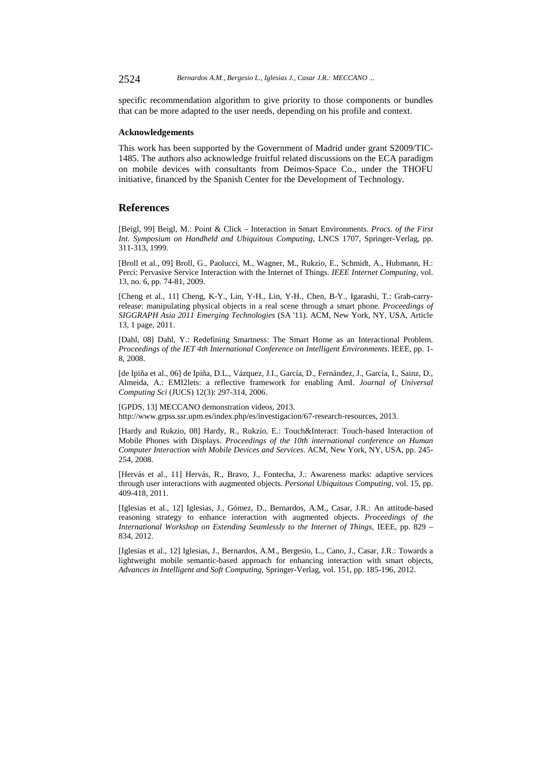specific recommendation algorithm to give priority to those components or bundles that can be more adapted to the user needs, depending on his profile and context.

#### Acknowledgements

This work has been supported by the Government of Madrid under grant S2009/TIC-1485. The authors also acknowledge fruitful related discussions on the ECA paradigm on mobile devices with consultants from Deimos-Space Co., under the THOFU initiative, financed by the Spanish Center for the Development of Technology.

## References

[Beigl, 99] Beigl, M.: Point & Click – Interaction in Smart Environments. *Procs. of the First Int. Symposium on Handheld and Ubiquitous Computing*, LNCS 1707, Springer-Verlag, pp. 311-313, 1999.

[Broll et al., 09] Broll, G., Paolucci, M., Wagner, M., Rukzio, E., Schmidt, A., Hubmann, H.: Perci: Pervasive Service Interaction with the Internet of Things. *IEEE Internet Computing*, vol. 13, no. 6, pp. 74-81, 2009.

[Cheng et al., 11] Cheng, K-Y., Lin, Y-H., Lin, Y-H., Chen, B-Y., Igarashi, T.: Grab-carry-release: manipulating physical objects in a real scene through a smart phone. *Proceedings of SIGGRAPH Asia 2011 Emerging Technologies* (SA '11). ACM, New York, NY, USA, Article 13, 1 page, 2011.

[Dahl, 08] Dahl, Y.: Redefining Smartness: The Smart Home as an Interactional Problem. *Proceedings of the IET 4th International Conference on Intelligent Environments*. IEEE, pp. 1-8, 2008.

[de Ipiña et al., 06] de Ipiña, D.L., Vázquez, J.I., García, D., Fernández, J., García, I., Sainz, D., Almeida, A.: EMI2lets: a reflective framework for enabling AmI. *Journal of Universal Computing Sci* (JUCS) 12(3): 297-314, 2006.

[GPDS, 13] MECCANO demonstration videos, 2013. http://www.grpss.ssr.upm.es/index.php/es/investigacion/67-research-resources, 2013.

[Hardy and Rukzio, 08] Hardy, R., Rukzio, E.: Touch&Interact: Touch-based Interaction of Mobile Phones with Displays. *Proceedings of the 10th international conference on Human Computer Interaction with Mobile Devices and Services*. ACM, New York, NY, USA, pp. 245-254, 2008.

[Hervás et al., 11] Hervás, R., Bravo, J., Fontecha, J.: Awareness marks: adaptive services through user interactions with augmented objects. *Personal Ubiquitous Computing*, vol. 15, pp. 409-418, 2011.

[Iglesias et al., 12] Iglesias, J., Gómez, D., Bernardos, A.M., Casar, J.R.: An attitude-based reasoning strategy to enhance interaction with augmented objects. *Proceedings of the International Workshop on Extending Seamlessly to the Internet of Things*, IEEE, pp. 829 – 834, 2012.

[Iglesias et al., 12] Iglesias, J., Bernardos, A.M., Bergesio, L., Cano, J., Casar, J.R.: Towards a lightweight mobile semantic-based approach for enhancing interaction with smart objects, *Advances in Intelligent and Soft Computing*, Springer-Verlag, vol. 151, pp. 185-196, 2012.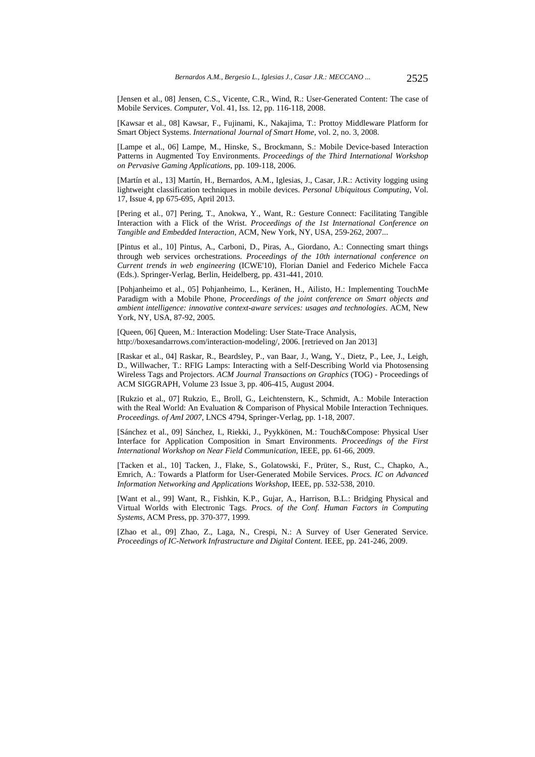[Jensen et al., 08] Jensen, C.S., Vicente, C.R., Wind, R.: User-Generated Content: The case of Mobile Services. *Computer*, Vol. 41, Iss. 12, pp. 116-118, 2008.

[Kawsar et al., 08] Kawsar, F., Fujinami, K., Nakajima, T.: Prottoy Middleware Platform for Smart Object Systems. *International Journal of Smart Home*, vol. 2, no. 3, 2008.

[Lampe et al., 06] Lampe, M., Hinske, S., Brockmann, S.: Mobile Device-based Interaction Patterns in Augmented Toy Environments. *Proceedings of the Third International Workshop on Pervasive Gaming Applications*, pp. 109-118, 2006.

[Martín et al., 13] Martín, H., Bernardos, A.M., Iglesias, J., Casar, J.R.: Activity logging using lightweight classification techniques in mobile devices. *Personal Ubiquitous Computing*, Vol. 17, Issue 4, pp 675-695, April 2013.

[Pering et al., 07] Pering, T., Anokwa, Y., Want, R.: Gesture Connect: Facilitating Tangible Interaction with a Flick of the Wrist. *Proceedings of the 1st International Conference on Tangible and Embedded Interaction*, ACM, New York, NY, USA, 259-262, 2007...

[Pintus et al., 10] Pintus, A., Carboni, D., Piras, A., Giordano, A.: Connecting smart things through web services orchestrations. *Proceedings of the 10th international conference on Current trends in web engineering* (ICWE'10), Florian Daniel and Federico Michele Facca (Eds.). Springer-Verlag, Berlin, Heidelberg, pp. 431-441, 2010.

[Pohjanheimo et al., 05] Pohjanheimo, L., Keränen, H., Ailisto, H.: Implementing TouchMe Paradigm with a Mobile Phone, *Proceedings of the joint conference on Smart objects and ambient intelligence: innovative context-aware services: usages and technologies*. ACM, New York, NY, USA, 87-92, 2005.

[Queen, 06] Queen, M.: Interaction Modeling: User State-Trace Analysis, http://boxesandarrows.com/interaction-modeling/, 2006. [retrieved on Jan 2013]

[Raskar et al., 04] Raskar, R., Beardsley, P., van Baar, J., Wang, Y., Dietz, P., Lee, J., Leigh, D., Willwacher, T.: RFIG Lamps: Interacting with a Self-Describing World via Photosensing Wireless Tags and Projectors. *ACM Journal Transactions on Graphics* (TOG) - Proceedings of ACM SIGGRAPH, Volume 23 Issue 3, pp. 406-415, August 2004.

[Rukzio et al., 07] Rukzio, E., Broll, G., Leichtenstern, K., Schmidt, A.: Mobile Interaction with the Real World: An Evaluation & Comparison of Physical Mobile Interaction Techniques. *Proceedings. of AmI 2007*, LNCS 4794, Springer-Verlag, pp. 1-18, 2007.

[Sánchez et al., 09] Sánchez, I., Riekki, J., Pyykkönen, M.: Touch&Compose: Physical User Interface for Application Composition in Smart Environments. *Proceedings of the First International Workshop on Near Field Communication*, IEEE, pp. 61-66, 2009.

[Tacken et al., 10] Tacken, J., Flake, S., Golatowski, F., Prüter, S., Rust, C., Chapko, A., Emrich, A.: Towards a Platform for User-Generated Mobile Services. *Procs. IC on Advanced Information Networking and Applications Workshop*, IEEE, pp. 532-538, 2010.

[Want et al., 99] Want, R., Fishkin, K.P., Gujar, A., Harrison, B.L.: Bridging Physical and Virtual Worlds with Electronic Tags. *Procs. of the Conf. Human Factors in Computing Systems*, ACM Press, pp. 370-377, 1999.

[Zhao et al., 09] Zhao, Z., Laga, N., Crespi, N.: A Survey of User Generated Service. *Proceedings of IC-Network Infrastructure and Digital Content.* IEEE, pp. 241-246, 2009.